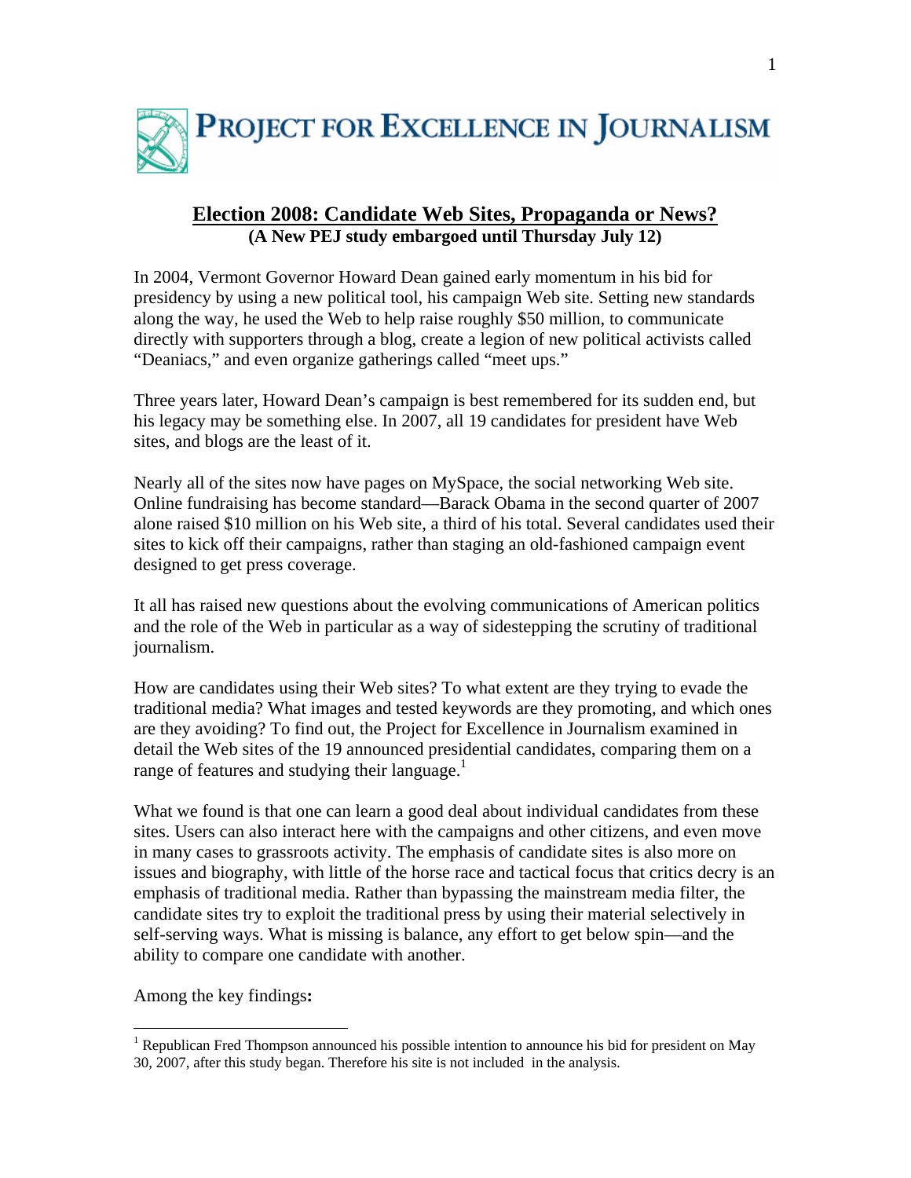# PROJECT FOR EXCELLENCE IN JOURNALISM

## Election 2008: Candidate Web Sites, Propaganda or News?

**(A New PEJ study embargoed until Thursday July 12)**

In 2004, Vermont Governor Howard Dean gained early momentum in his bid for presidency by using a new political tool, his campaign Web site. Setting new standards along the way, he used the Web to help raise roughly $50 million, to communicate directly with supporters through a blog, create a legion of new political activists called "Deaniacs," and even organize gatherings called "meet ups."

Three years later, Howard Dean's campaign is best remembered for its sudden end, but his legacy may be something else. In 2007, all 19 candidates for president have Web sites, and blogs are the least of it.

Nearly all of the sites now have pages on MySpace, the social networking Web site. Online fundraising has become standard—Barack Obama in the second quarter of 2007 alone raised $10 million on his Web site, a third of his total. Several candidates used their sites to kick off their campaigns, rather than staging an old-fashioned campaign event designed to get press coverage.

It all has raised new questions about the evolving communications of American politics and the role of the Web in particular as a way of sidestepping the scrutiny of traditional journalism.

How are candidates using their Web sites? To what extent are they trying to evade the traditional media? What images and tested keywords are they promoting, and which ones are they avoiding? To find out, the Project for Excellence in Journalism examined in detail the Web sites of the 19 announced presidential candidates, comparing them on a range of features and studying their language.[1]

What we found is that one can learn a good deal about individual candidates from these sites. Users can also interact here with the campaigns and other citizens, and even move in many cases to grassroots activity. The emphasis of candidate sites is also more on issues and biography, with little of the horse race and tactical focus that critics decry is an emphasis of traditional media. Rather than bypassing the mainstream media filter, the candidate sites try to exploit the traditional press by using their material selectively in self-serving ways. What is missing is balance, any effort to get below spin—and the ability to compare one candidate with another.

Among the key findings**:**

---

[1] Republican Fred Thompson announced his possible intention to announce his bid for president on May 30, 2007, after this study began. Therefore his site is not included in the analysis.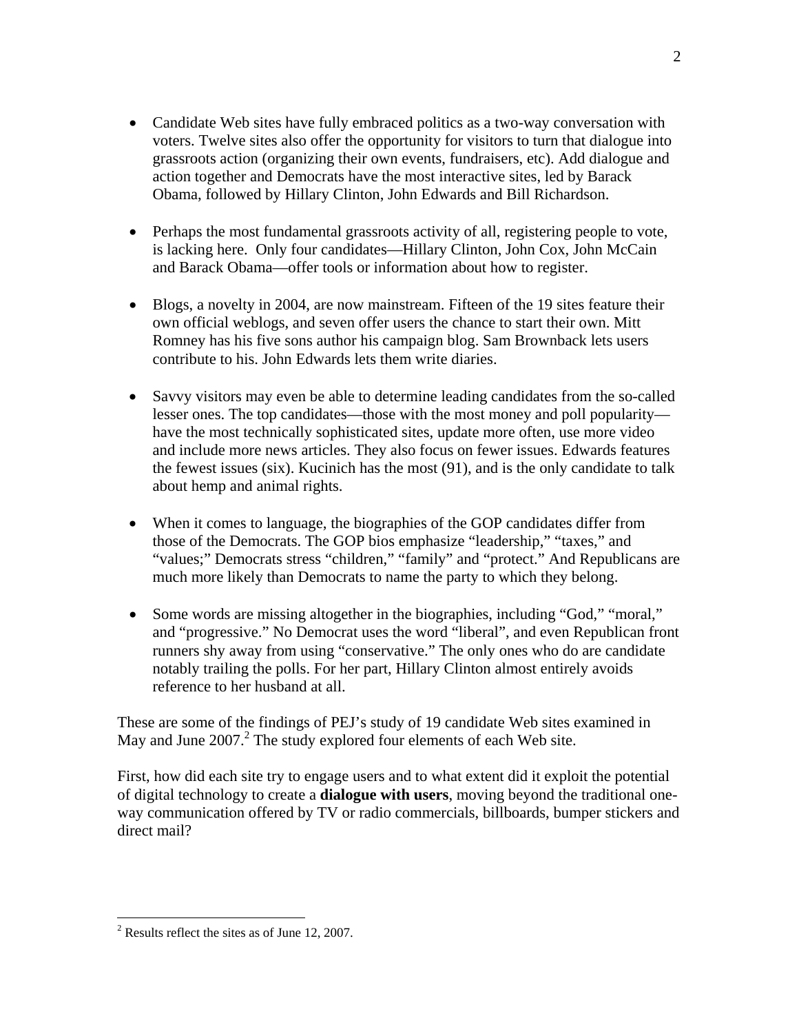- Candidate Web sites have fully embraced politics as a two-way conversation with voters. Twelve sites also offer the opportunity for visitors to turn that dialogue into grassroots action (organizing their own events, fundraisers, etc). Add dialogue and action together and Democrats have the most interactive sites, led by Barack Obama, followed by Hillary Clinton, John Edwards and Bill Richardson.

- Perhaps the most fundamental grassroots activity of all, registering people to vote, is lacking here. Only four candidates—Hillary Clinton, John Cox, John McCain and Barack Obama—offer tools or information about how to register.

- Blogs, a novelty in 2004, are now mainstream. Fifteen of the 19 sites feature their own official weblogs, and seven offer users the chance to start their own. Mitt Romney has his five sons author his campaign blog. Sam Brownback lets users contribute to his. John Edwards lets them write diaries.

- Savvy visitors may even be able to determine leading candidates from the so-called lesser ones. The top candidates—those with the most money and poll popularity—have the most technically sophisticated sites, update more often, use more video and include more news articles. They also focus on fewer issues. Edwards features the fewest issues (six). Kucinich has the most (91), and is the only candidate to talk about hemp and animal rights.

- When it comes to language, the biographies of the GOP candidates differ from those of the Democrats. The GOP bios emphasize "leadership," "taxes," and "values;" Democrats stress "children," "family" and "protect." And Republicans are much more likely than Democrats to name the party to which they belong.

- Some words are missing altogether in the biographies, including "God," "moral," and "progressive." No Democrat uses the word "liberal", and even Republican front runners shy away from using "conservative." The only ones who do are candidate notably trailing the polls. For her part, Hillary Clinton almost entirely avoids reference to her husband at all.

These are some of the findings of PEJ's study of 19 candidate Web sites examined in May and June 2007.[2] The study explored four elements of each Web site.

First, how did each site try to engage users and to what extent did it exploit the potential of digital technology to create a **dialogue with users**, moving beyond the traditional one-way communication offered by TV or radio commercials, billboards, bumper stickers and direct mail?

[2] Results reflect the sites as of June 12, 2007.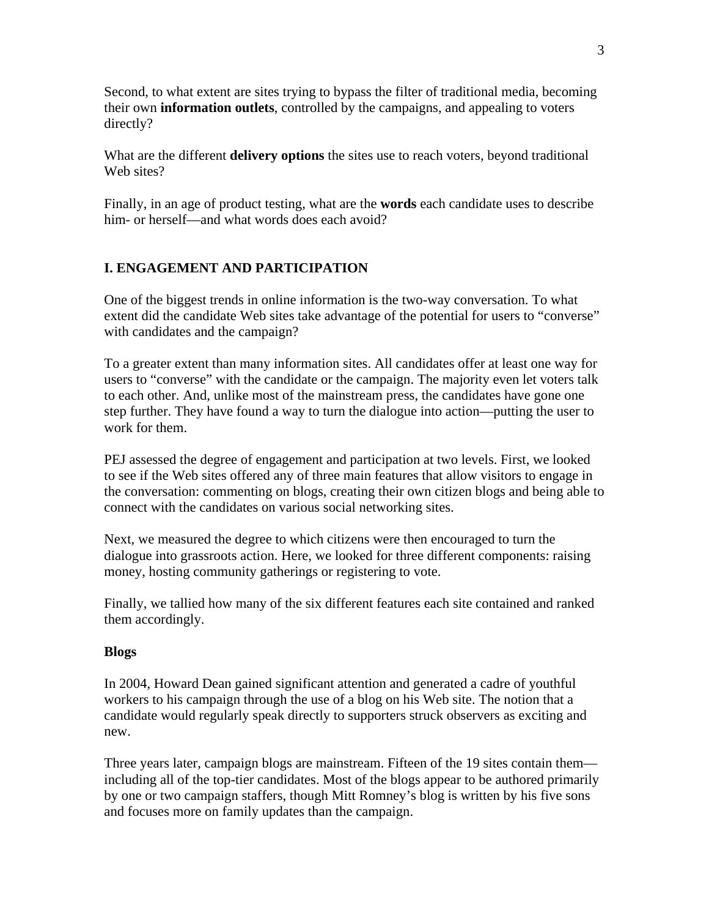Second, to what extent are sites trying to bypass the filter of traditional media, becoming their own **information outlets**, controlled by the campaigns, and appealing to voters directly?

What are the different **delivery options** the sites use to reach voters, beyond traditional Web sites?

Finally, in an age of product testing, what are the **words** each candidate uses to describe him- or herself—and what words does each avoid?

## I. ENGAGEMENT AND PARTICIPATION

One of the biggest trends in online information is the two-way conversation. To what extent did the candidate Web sites take advantage of the potential for users to "converse" with candidates and the campaign?

To a greater extent than many information sites. All candidates offer at least one way for users to "converse" with the candidate or the campaign. The majority even let voters talk to each other. And, unlike most of the mainstream press, the candidates have gone one step further. They have found a way to turn the dialogue into action—putting the user to work for them.

PEJ assessed the degree of engagement and participation at two levels. First, we looked to see if the Web sites offered any of three main features that allow visitors to engage in the conversation: commenting on blogs, creating their own citizen blogs and being able to connect with the candidates on various social networking sites.

Next, we measured the degree to which citizens were then encouraged to turn the dialogue into grassroots action. Here, we looked for three different components: raising money, hosting community gatherings or registering to vote.

Finally, we tallied how many of the six different features each site contained and ranked them accordingly.

### Blogs

In 2004, Howard Dean gained significant attention and generated a cadre of youthful workers to his campaign through the use of a blog on his Web site. The notion that a candidate would regularly speak directly to supporters struck observers as exciting and new.

Three years later, campaign blogs are mainstream. Fifteen of the 19 sites contain them—including all of the top-tier candidates. Most of the blogs appear to be authored primarily by one or two campaign staffers, though Mitt Romney's blog is written by his five sons and focuses more on family updates than the campaign.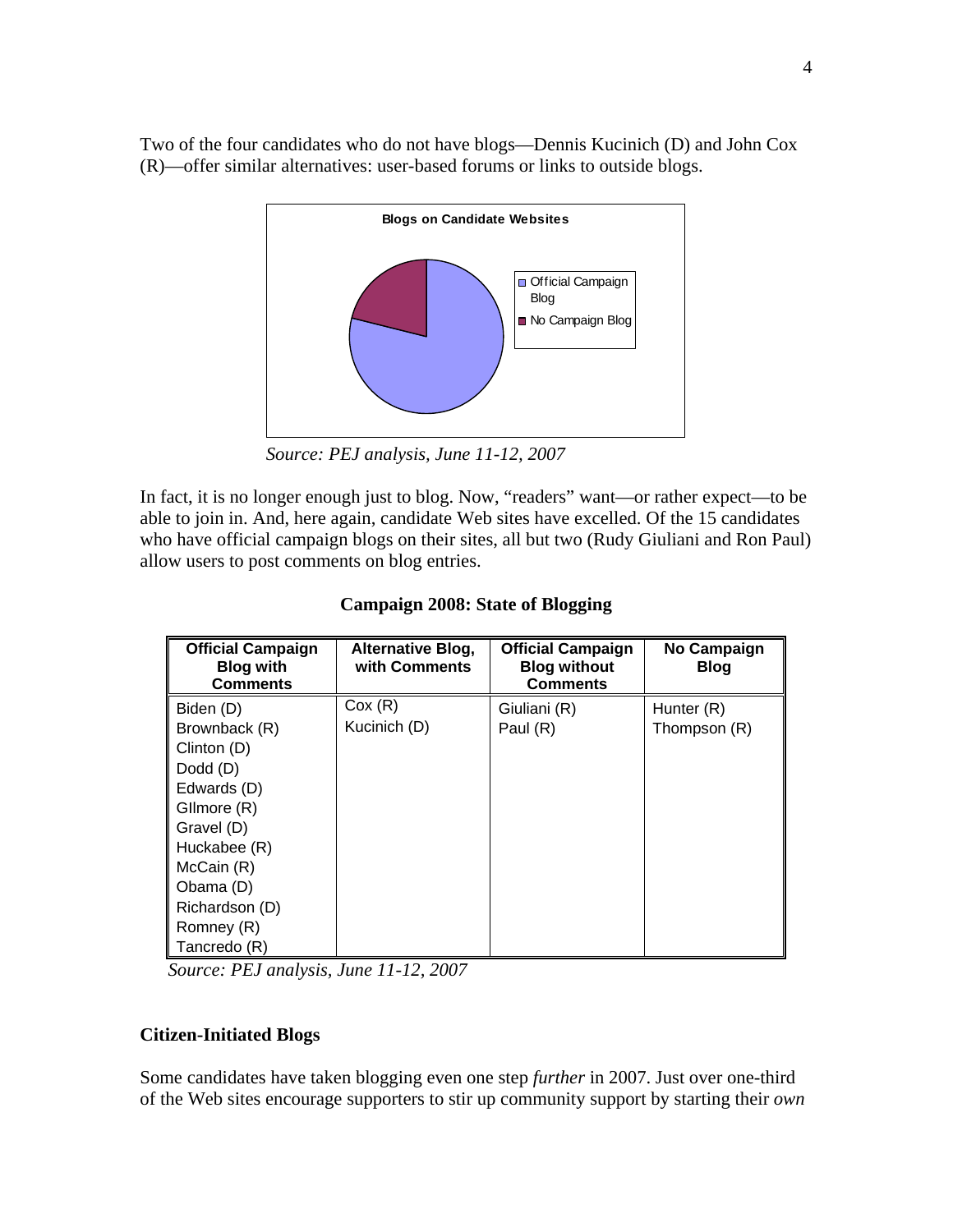Two of the four candidates who do not have blogs—Dennis Kucinich (D) and John Cox (R)—offer similar alternatives: user-based forums or links to outside blogs.

**Blogs on Candidate Websites**

*Source: PEJ analysis, June 11-12, 2007*

In fact, it is no longer enough just to blog. Now, "readers" want—or rather expect—to be able to join in. And, here again, candidate Web sites have excelled. Of the 15 candidates who have official campaign blogs on their sites, all but two (Rudy Giuliani and Ron Paul) allow users to post comments on blog entries.

**Campaign 2008: State of Blogging**

| Official Campaign Blog with Comments | Alternative Blog, with Comments | Official Campaign Blog without Comments | No Campaign Blog |
|---|---|---|---|
| Biden (D) | Cox (R) | Giuliani (R) | Hunter (R) |
| Brownback (R) | Kucinich (D) | Paul (R) | Thompson (R) |
| Clinton (D) | | | |
| Dodd (D) | | | |
| Edwards (D) | | | |
| GIlmore (R) | | | |
| Gravel (D) | | | |
| Huckabee (R) | | | |
| McCain (R) | | | |
| Obama (D) | | | |
| Richardson (D) | | | |
| Romney (R) | | | |
| Tancredo (R) | | | |

*Source: PEJ analysis, June 11-12, 2007*

## Citizen-Initiated Blogs

Some candidates have taken blogging even one step *further* in 2007. Just over one-third of the Web sites encourage supporters to stir up community support by starting their *own*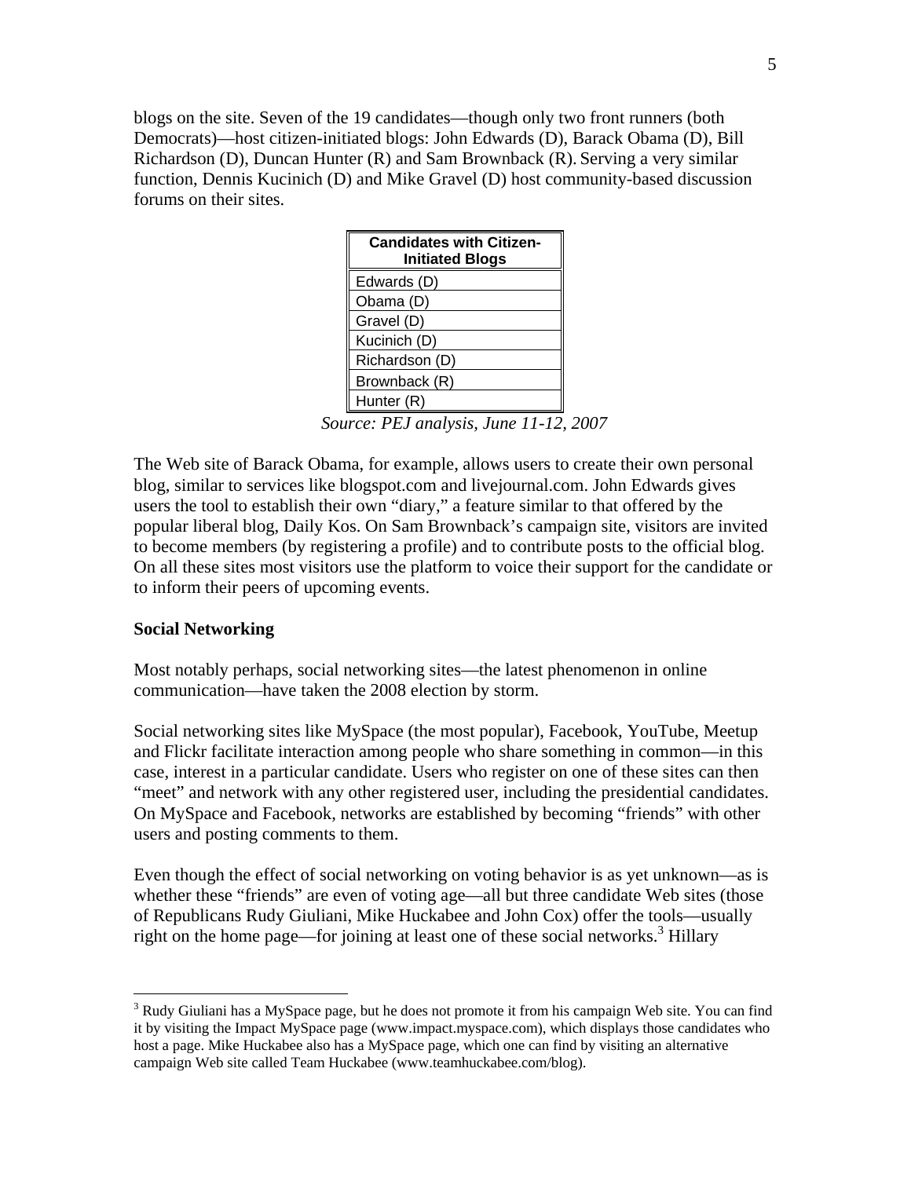blogs on the site. Seven of the 19 candidates—though only two front runners (both Democrats)—host citizen-initiated blogs: John Edwards (D), Barack Obama (D), Bill Richardson (D), Duncan Hunter (R) and Sam Brownback (R). Serving a very similar function, Dennis Kucinich (D) and Mike Gravel (D) host community-based discussion forums on their sites.

| Candidates with Citizen-Initiated Blogs |
|---|
| Edwards (D) |
| Obama (D) |
| Gravel (D) |
| Kucinich (D) |
| Richardson (D) |
| Brownback (R) |
| Hunter (R) |

*Source: PEJ analysis, June 11-12, 2007*

The Web site of Barack Obama, for example, allows users to create their own personal blog, similar to services like blogspot.com and livejournal.com. John Edwards gives users the tool to establish their own "diary," a feature similar to that offered by the popular liberal blog, Daily Kos. On Sam Brownback's campaign site, visitors are invited to become members (by registering a profile) and to contribute posts to the official blog. On all these sites most visitors use the platform to voice their support for the candidate or to inform their peers of upcoming events.

**Social Networking**

Most notably perhaps, social networking sites—the latest phenomenon in online communication—have taken the 2008 election by storm.

Social networking sites like MySpace (the most popular), Facebook, YouTube, Meetup and Flickr facilitate interaction among people who share something in common—in this case, interest in a particular candidate. Users who register on one of these sites can then "meet" and network with any other registered user, including the presidential candidates. On MySpace and Facebook, networks are established by becoming "friends" with other users and posting comments to them.

Even though the effect of social networking on voting behavior is as yet unknown—as is whether these "friends" are even of voting age—all but three candidate Web sites (those of Republicans Rudy Giuliani, Mike Huckabee and John Cox) offer the tools—usually right on the home page—for joining at least one of these social networks.[3] Hillary

[3] Rudy Giuliani has a MySpace page, but he does not promote it from his campaign Web site. You can find it by visiting the Impact MySpace page (www.impact.myspace.com), which displays those candidates who host a page. Mike Huckabee also has a MySpace page, which one can find by visiting an alternative campaign Web site called Team Huckabee (www.teamhuckabee.com/blog).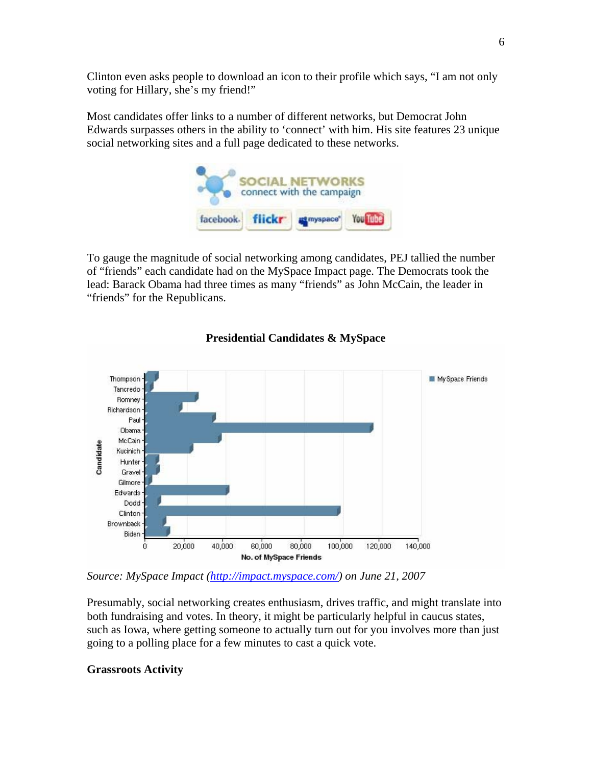Clinton even asks people to download an icon to their profile which says, "I am not only voting for Hillary, she's my friend!"

Most candidates offer links to a number of different networks, but Democrat John Edwards surpasses others in the ability to 'connect' with him. His site features 23 unique social networking sites and a full page dedicated to these networks.

To gauge the magnitude of social networking among candidates, PEJ tallied the number of "friends" each candidate had on the MySpace Impact page. The Democrats took the lead: Barack Obama had three times as many "friends" as John McCain, the leader in "friends" for the Republicans.

**Presidential Candidates & MySpace**

*Source: MySpace Impact (http://impact.myspace.com/) on June 21, 2007*

Presumably, social networking creates enthusiasm, drives traffic, and might translate into both fundraising and votes. In theory, it might be particularly helpful in caucus states, such as Iowa, where getting someone to actually turn out for you involves more than just going to a polling place for a few minutes to cast a quick vote.

**Grassroots Activity**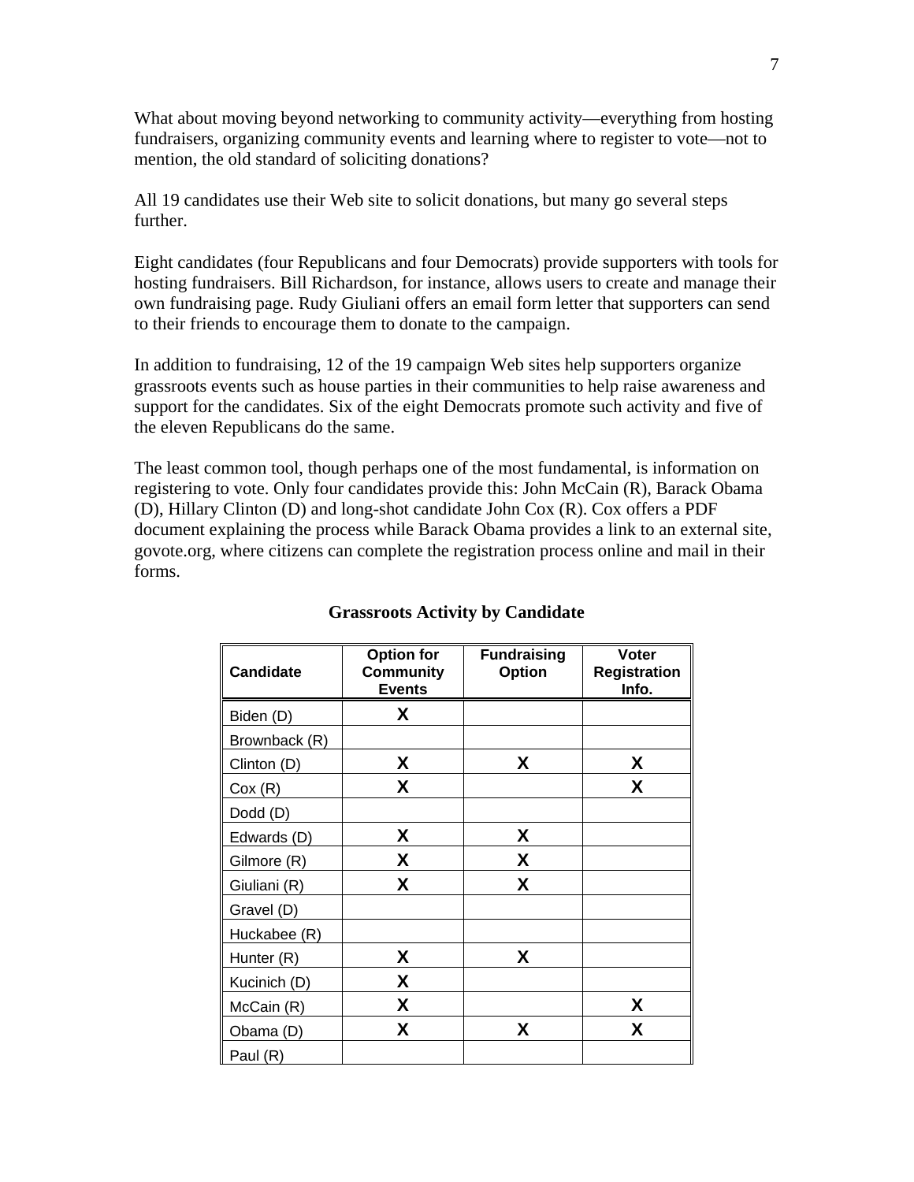What about moving beyond networking to community activity—everything from hosting fundraisers, organizing community events and learning where to register to vote—not to mention, the old standard of soliciting donations?

All 19 candidates use their Web site to solicit donations, but many go several steps further.

Eight candidates (four Republicans and four Democrats) provide supporters with tools for hosting fundraisers. Bill Richardson, for instance, allows users to create and manage their own fundraising page. Rudy Giuliani offers an email form letter that supporters can send to their friends to encourage them to donate to the campaign.

In addition to fundraising, 12 of the 19 campaign Web sites help supporters organize grassroots events such as house parties in their communities to help raise awareness and support for the candidates. Six of the eight Democrats promote such activity and five of the eleven Republicans do the same.

The least common tool, though perhaps one of the most fundamental, is information on registering to vote. Only four candidates provide this: John McCain (R), Barack Obama (D), Hillary Clinton (D) and long-shot candidate John Cox (R). Cox offers a PDF document explaining the process while Barack Obama provides a link to an external site, govote.org, where citizens can complete the registration process online and mail in their forms.

**Grassroots Activity by Candidate**

| Candidate | Option for Community Events | Fundraising Option | Voter Registration Info. |
|---|---|---|---|
| Biden (D) | X | | |
| Brownback (R) | | | |
| Clinton (D) | X | X | X |
| Cox (R) | X | | X |
| Dodd (D) | | | |
| Edwards (D) | X | X | |
| Gilmore (R) | X | X | |
| Giuliani (R) | X | X | |
| Gravel (D) | | | |
| Huckabee (R) | | | |
| Hunter (R) | X | X | |
| Kucinich (D) | X | | |
| McCain (R) | X | | X |
| Obama (D) | X | X | X |
| Paul (R) | | | |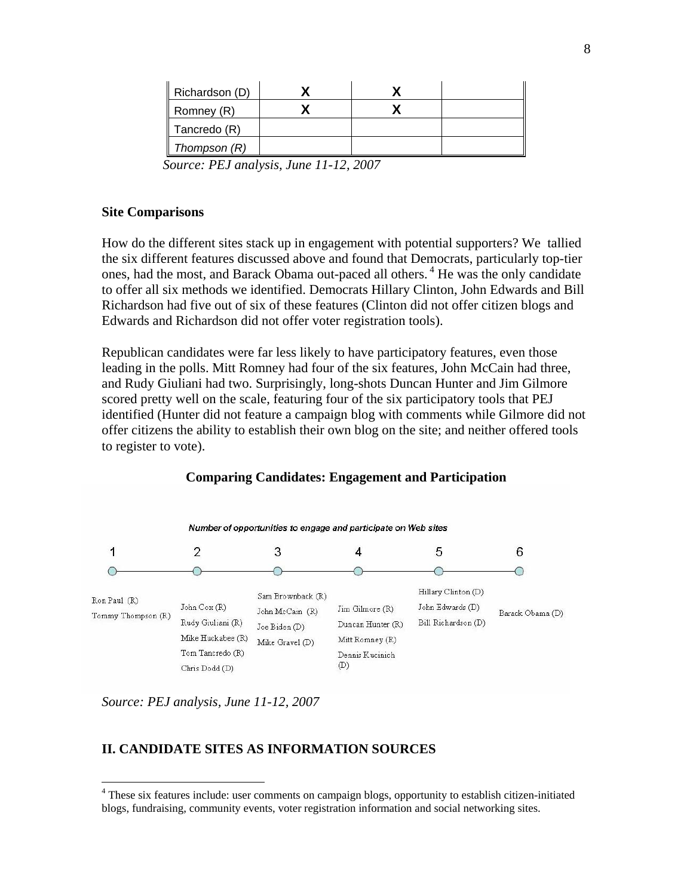| | | | |
|---|---|---|---|
| Richardson (D) | X | X | |
| Romney (R) | X | X | |
| Tancredo (R) | | | |
| *Thompson (R)* | | | |

*Source: PEJ analysis, June 11-12, 2007*

### Site Comparisons

How do the different sites stack up in engagement with potential supporters? We tallied the six different features discussed above and found that Democrats, particularly top-tier ones, had the most, and Barack Obama out-paced all others.[4] He was the only candidate to offer all six methods we identified. Democrats Hillary Clinton, John Edwards and Bill Richardson had five out of six of these features (Clinton did not offer citizen blogs and Edwards and Richardson did not offer voter registration tools).

Republican candidates were far less likely to have participatory features, even those leading in the polls. Mitt Romney had four of the six features, John McCain had three, and Rudy Giuliani had two. Surprisingly, long-shots Duncan Hunter and Jim Gilmore scored pretty well on the scale, featuring four of the six participatory tools that PEJ identified (Hunter did not feature a campaign blog with comments while Gilmore did not offer citizens the ability to establish their own blog on the site; and neither offered tools to register to vote).

**Comparing Candidates: Engagement and Participation**

*Number of opportunities to engage and participate on Web sites*

| 1 | 2 | 3 | 4 | 5 | 6 |
|---|---|---|---|---|---|
| Ron Paul (R) | John Cox (R) | Sam Brownback (R) | Jim Gilmore (R) | Hillary Clinton (D) | Barack Obama (D) |
| Tommy Thompson (R) | Rudy Giuliani (R) | John McCain (R) | Duncan Hunter (R) | John Edwards (D) | |
| | Mike Huckabee (R) | Joe Biden (D) | Mitt Romney (R) | Bill Richardson (D) | |
| | Tom Tancredo (R) | Mike Gravel (D) | Dennis Kucinich (D) | | |
| | Chris Dodd (D) | | | | |

*Source: PEJ analysis, June 11-12, 2007*

## II. CANDIDATE SITES AS INFORMATION SOURCES

[4] These six features include: user comments on campaign blogs, opportunity to establish citizen-initiated blogs, fundraising, community events, voter registration information and social networking sites.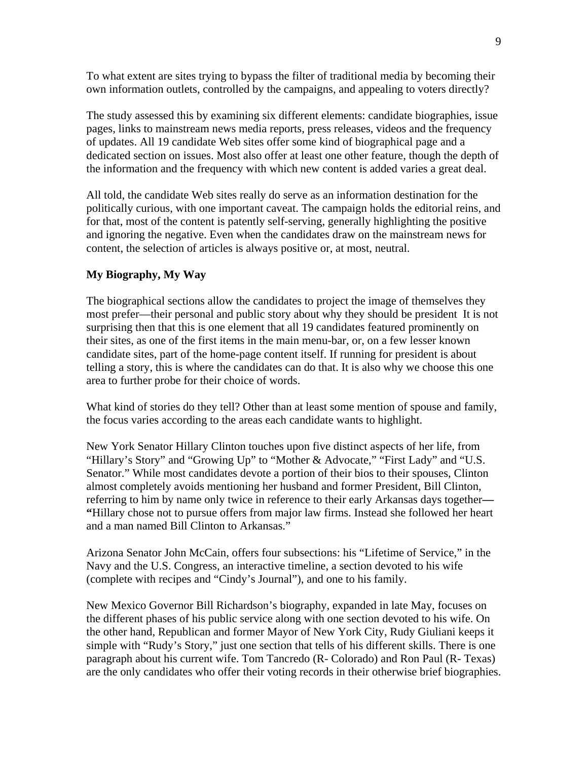To what extent are sites trying to bypass the filter of traditional media by becoming their own information outlets, controlled by the campaigns, and appealing to voters directly?

The study assessed this by examining six different elements: candidate biographies, issue pages, links to mainstream news media reports, press releases, videos and the frequency of updates. All 19 candidate Web sites offer some kind of biographical page and a dedicated section on issues. Most also offer at least one other feature, though the depth of the information and the frequency with which new content is added varies a great deal.

All told, the candidate Web sites really do serve as an information destination for the politically curious, with one important caveat. The campaign holds the editorial reins, and for that, most of the content is patently self-serving, generally highlighting the positive and ignoring the negative. Even when the candidates draw on the mainstream news for content, the selection of articles is always positive or, at most, neutral.

**My Biography, My Way**

The biographical sections allow the candidates to project the image of themselves they most prefer—their personal and public story about why they should be president  It is not surprising then that this is one element that all 19 candidates featured prominently on their sites, as one of the first items in the main menu-bar, or, on a few lesser known candidate sites, part of the home-page content itself. If running for president is about telling a story, this is where the candidates can do that. It is also why we choose this one area to further probe for their choice of words.

What kind of stories do they tell? Other than at least some mention of spouse and family, the focus varies according to the areas each candidate wants to highlight.

New York Senator Hillary Clinton touches upon five distinct aspects of her life, from "Hillary's Story" and "Growing Up" to "Mother & Advocate," "First Lady" and "U.S. Senator." While most candidates devote a portion of their bios to their spouses, Clinton almost completely avoids mentioning her husband and former President, Bill Clinton, referring to him by name only twice in reference to their early Arkansas days together—"Hillary chose not to pursue offers from major law firms. Instead she followed her heart and a man named Bill Clinton to Arkansas."

Arizona Senator John McCain, offers four subsections: his "Lifetime of Service," in the Navy and the U.S. Congress, an interactive timeline, a section devoted to his wife (complete with recipes and "Cindy's Journal"), and one to his family.

New Mexico Governor Bill Richardson's biography, expanded in late May, focuses on the different phases of his public service along with one section devoted to his wife. On the other hand, Republican and former Mayor of New York City, Rudy Giuliani keeps it simple with "Rudy's Story," just one section that tells of his different skills. There is one paragraph about his current wife. Tom Tancredo (R- Colorado) and Ron Paul (R- Texas) are the only candidates who offer their voting records in their otherwise brief biographies.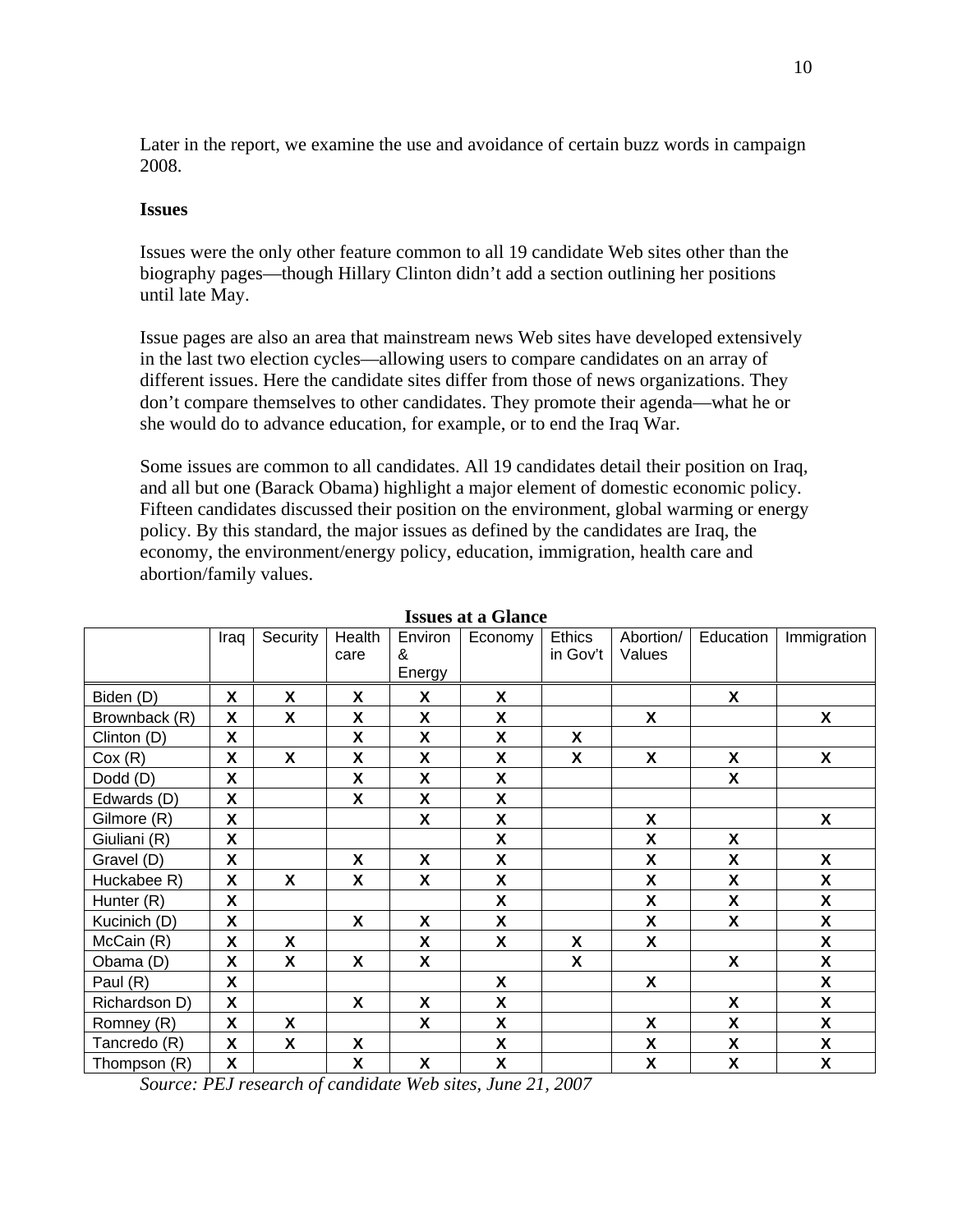Later in the report, we examine the use and avoidance of certain buzz words in campaign 2008.

**Issues**

Issues were the only other feature common to all 19 candidate Web sites other than the biography pages—though Hillary Clinton didn't add a section outlining her positions until late May.

Issue pages are also an area that mainstream news Web sites have developed extensively in the last two election cycles—allowing users to compare candidates on an array of different issues. Here the candidate sites differ from those of news organizations. They don't compare themselves to other candidates. They promote their agenda—what he or she would do to advance education, for example, or to end the Iraq War.

Some issues are common to all candidates. All 19 candidates detail their position on Iraq, and all but one (Barack Obama) highlight a major element of domestic economic policy. Fifteen candidates discussed their position on the environment, global warming or energy policy. By this standard, the major issues as defined by the candidates are Iraq, the economy, the environment/energy policy, education, immigration, health care and abortion/family values.

**Issues at a Glance**

| | Iraq | Security | Health care | Environ & Energy | Economy | Ethics in Gov't | Abortion/ Values | Education | Immigration |
|---|---|---|---|---|---|---|---|---|---|
| Biden (D) | X | X | X | X | X | | | X | |
| Brownback (R) | X | X | X | X | X | | X | | X |
| Clinton (D) | X | | X | X | X | X | | | |
| Cox (R) | X | X | X | X | X | X | X | X | X |
| Dodd (D) | X | | X | X | X | | | X | |
| Edwards (D) | X | | X | X | X | | | | |
| Gilmore (R) | X | | | X | X | | X | | X |
| Giuliani (R) | X | | | | X | | X | X | |
| Gravel (D) | X | | X | X | X | | X | X | X |
| Huckabee R) | X | X | X | X | X | | X | X | X |
| Hunter (R) | X | | | | X | | X | X | X |
| Kucinich (D) | X | | X | X | X | | X | X | X |
| McCain (R) | X | X | | X | X | X | X | | X |
| Obama (D) | X | X | X | X | | X | | X | X |
| Paul (R) | X | | | | X | | X | | X |
| Richardson D) | X | | X | X | X | | | X | X |
| Romney (R) | X | X | | X | X | | X | X | X |
| Tancredo (R) | X | X | X | | X | | X | X | X |
| Thompson (R) | X | | X | X | X | | X | X | X |

*Source: PEJ research of candidate Web sites, June 21, 2007*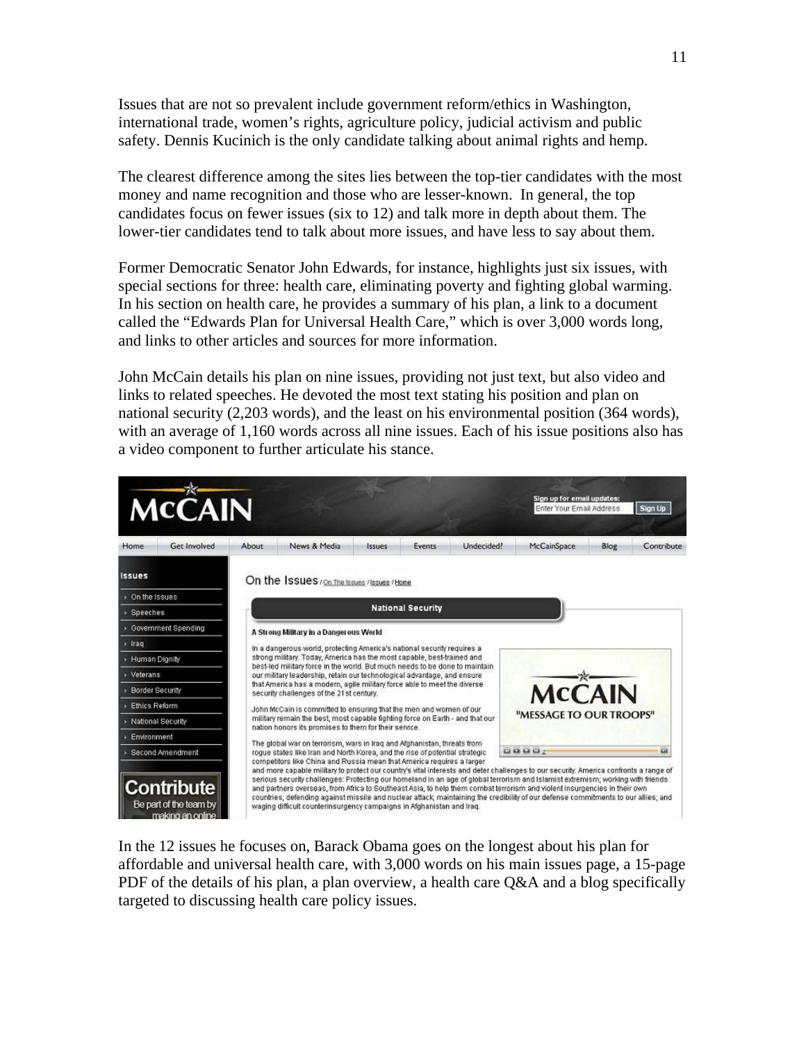Issues that are not so prevalent include government reform/ethics in Washington, international trade, women's rights, agriculture policy, judicial activism and public safety. Dennis Kucinich is the only candidate talking about animal rights and hemp.

The clearest difference among the sites lies between the top-tier candidates with the most money and name recognition and those who are lesser-known. In general, the top candidates focus on fewer issues (six to 12) and talk more in depth about them. The lower-tier candidates tend to talk about more issues, and have less to say about them.

Former Democratic Senator John Edwards, for instance, highlights just six issues, with special sections for three: health care, eliminating poverty and fighting global warming. In his section on health care, he provides a summary of his plan, a link to a document called the "Edwards Plan for Universal Health Care," which is over 3,000 words long, and links to other articles and sources for more information.

John McCain details his plan on nine issues, providing not just text, but also video and links to related speeches. He devoted the most text stating his position and plan on national security (2,203 words), and the least on his environmental position (364 words), with an average of 1,160 words across all nine issues. Each of his issue positions also has a video component to further articulate his stance.

In the 12 issues he focuses on, Barack Obama goes on the longest about his plan for affordable and universal health care, with 3,000 words on his main issues page, a 15-page PDF of the details of his plan, a plan overview, a health care Q&A and a blog specifically targeted to discussing health care policy issues.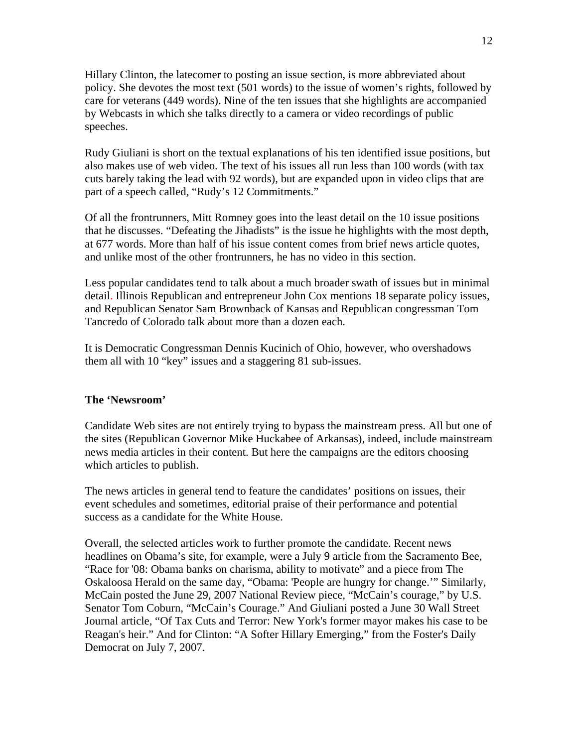Hillary Clinton, the latecomer to posting an issue section, is more abbreviated about policy. She devotes the most text (501 words) to the issue of women's rights, followed by care for veterans (449 words). Nine of the ten issues that she highlights are accompanied by Webcasts in which she talks directly to a camera or video recordings of public speeches.

Rudy Giuliani is short on the textual explanations of his ten identified issue positions, but also makes use of web video. The text of his issues all run less than 100 words (with tax cuts barely taking the lead with 92 words), but are expanded upon in video clips that are part of a speech called, "Rudy's 12 Commitments."

Of all the frontrunners, Mitt Romney goes into the least detail on the 10 issue positions that he discusses. "Defeating the Jihadists" is the issue he highlights with the most depth, at 677 words. More than half of his issue content comes from brief news article quotes, and unlike most of the other frontrunners, he has no video in this section.

Less popular candidates tend to talk about a much broader swath of issues but in minimal detail. Illinois Republican and entrepreneur John Cox mentions 18 separate policy issues, and Republican Senator Sam Brownback of Kansas and Republican congressman Tom Tancredo of Colorado talk about more than a dozen each.

It is Democratic Congressman Dennis Kucinich of Ohio, however, who overshadows them all with 10 "key" issues and a staggering 81 sub-issues.

**The 'Newsroom'**

Candidate Web sites are not entirely trying to bypass the mainstream press. All but one of the sites (Republican Governor Mike Huckabee of Arkansas), indeed, include mainstream news media articles in their content. But here the campaigns are the editors choosing which articles to publish.

The news articles in general tend to feature the candidates' positions on issues, their event schedules and sometimes, editorial praise of their performance and potential success as a candidate for the White House.

Overall, the selected articles work to further promote the candidate. Recent news headlines on Obama's site, for example, were a July 9 article from the Sacramento Bee, "Race for '08: Obama banks on charisma, ability to motivate" and a piece from The Oskaloosa Herald on the same day, "Obama: 'People are hungry for change.'" Similarly, McCain posted the June 29, 2007 National Review piece, "McCain's courage," by U.S. Senator Tom Coburn, "McCain's Courage." And Giuliani posted a June 30 Wall Street Journal article, "Of Tax Cuts and Terror: New York's former mayor makes his case to be Reagan's heir." And for Clinton: "A Softer Hillary Emerging," from the Foster's Daily Democrat on July 7, 2007.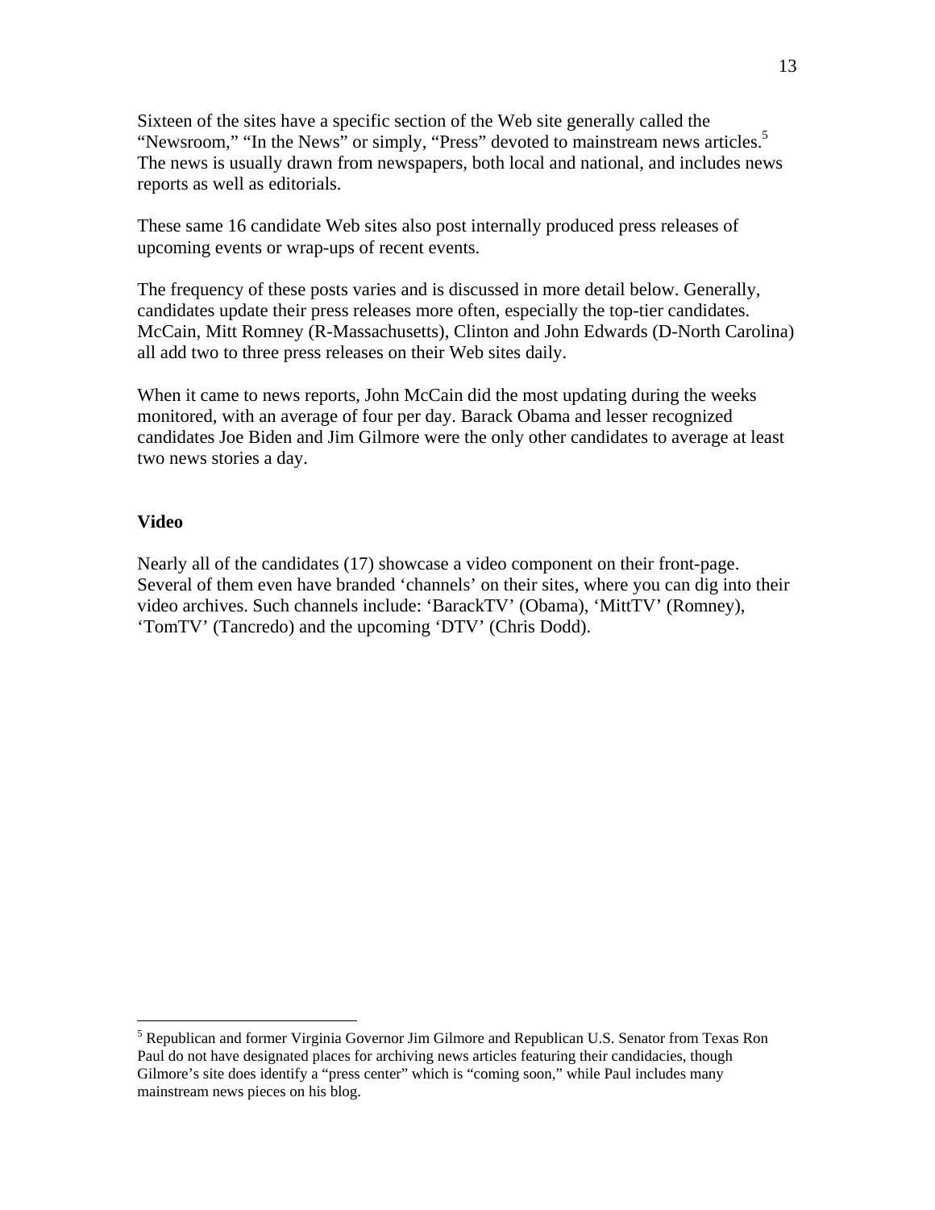Sixteen of the sites have a specific section of the Web site generally called the "Newsroom," "In the News" or simply, "Press" devoted to mainstream news articles.[5] The news is usually drawn from newspapers, both local and national, and includes news reports as well as editorials.

These same 16 candidate Web sites also post internally produced press releases of upcoming events or wrap-ups of recent events.

The frequency of these posts varies and is discussed in more detail below. Generally, candidates update their press releases more often, especially the top-tier candidates. McCain, Mitt Romney (R-Massachusetts), Clinton and John Edwards (D-North Carolina) all add two to three press releases on their Web sites daily.

When it came to news reports, John McCain did the most updating during the weeks monitored, with an average of four per day. Barack Obama and lesser recognized candidates Joe Biden and Jim Gilmore were the only other candidates to average at least two news stories a day.

**Video**

Nearly all of the candidates (17) showcase a video component on their front-page. Several of them even have branded 'channels' on their sites, where you can dig into their video archives. Such channels include: 'BarackTV' (Obama), 'MittTV' (Romney), 'TomTV' (Tancredo) and the upcoming 'DTV' (Chris Dodd).

---

[5] Republican and former Virginia Governor Jim Gilmore and Republican U.S. Senator from Texas Ron Paul do not have designated places for archiving news articles featuring their candidacies, though Gilmore's site does identify a "press center" which is "coming soon," while Paul includes many mainstream news pieces on his blog.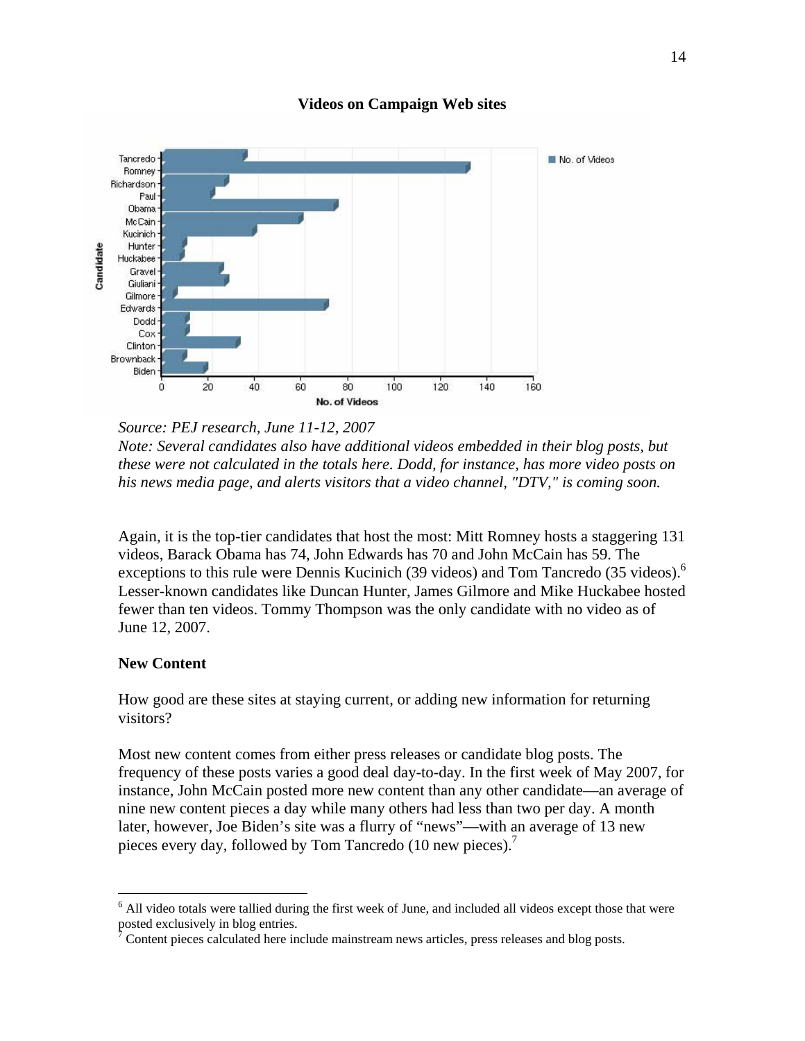**Videos on Campaign Web sites**

*Source: PEJ research, June 11-12, 2007*

*Note: Several candidates also have additional videos embedded in their blog posts, but these were not calculated in the totals here. Dodd, for instance, has more video posts on his news media page, and alerts visitors that a video channel, "DTV," is coming soon.*

Again, it is the top-tier candidates that host the most: Mitt Romney hosts a staggering 131 videos, Barack Obama has 74, John Edwards has 70 and John McCain has 59. The exceptions to this rule were Dennis Kucinich (39 videos) and Tom Tancredo (35 videos).[6] Lesser-known candidates like Duncan Hunter, James Gilmore and Mike Huckabee hosted fewer than ten videos. Tommy Thompson was the only candidate with no video as of June 12, 2007.

**New Content**

How good are these sites at staying current, or adding new information for returning visitors?

Most new content comes from either press releases or candidate blog posts. The frequency of these posts varies a good deal day-to-day. In the first week of May 2007, for instance, John McCain posted more new content than any other candidate—an average of nine new content pieces a day while many others had less than two per day. A month later, however, Joe Biden's site was a flurry of "news"—with an average of 13 new pieces every day, followed by Tom Tancredo (10 new pieces).[7]

---

[6] All video totals were tallied during the first week of June, and included all videos except those that were posted exclusively in blog entries.

[7] Content pieces calculated here include mainstream news articles, press releases and blog posts.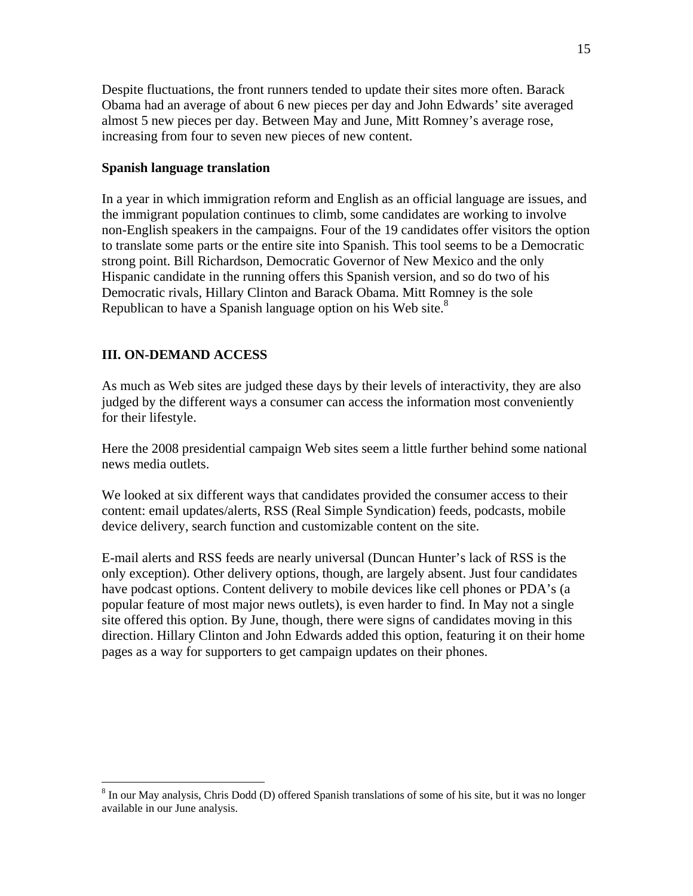Despite fluctuations, the front runners tended to update their sites more often. Barack Obama had an average of about 6 new pieces per day and John Edwards' site averaged almost 5 new pieces per day. Between May and June, Mitt Romney's average rose, increasing from four to seven new pieces of new content.

**Spanish language translation**

In a year in which immigration reform and English as an official language are issues, and the immigrant population continues to climb, some candidates are working to involve non-English speakers in the campaigns. Four of the 19 candidates offer visitors the option to translate some parts or the entire site into Spanish. This tool seems to be a Democratic strong point. Bill Richardson, Democratic Governor of New Mexico and the only Hispanic candidate in the running offers this Spanish version, and so do two of his Democratic rivals, Hillary Clinton and Barack Obama. Mitt Romney is the sole Republican to have a Spanish language option on his Web site.[8]

## III. ON-DEMAND ACCESS

As much as Web sites are judged these days by their levels of interactivity, they are also judged by the different ways a consumer can access the information most conveniently for their lifestyle.

Here the 2008 presidential campaign Web sites seem a little further behind some national news media outlets.

We looked at six different ways that candidates provided the consumer access to their content: email updates/alerts, RSS (Real Simple Syndication) feeds, podcasts, mobile device delivery, search function and customizable content on the site.

E-mail alerts and RSS feeds are nearly universal (Duncan Hunter's lack of RSS is the only exception). Other delivery options, though, are largely absent. Just four candidates have podcast options. Content delivery to mobile devices like cell phones or PDA's (a popular feature of most major news outlets), is even harder to find. In May not a single site offered this option. By June, though, there were signs of candidates moving in this direction. Hillary Clinton and John Edwards added this option, featuring it on their home pages as a way for supporters to get campaign updates on their phones.

---

[8] In our May analysis, Chris Dodd (D) offered Spanish translations of some of his site, but it was no longer available in our June analysis.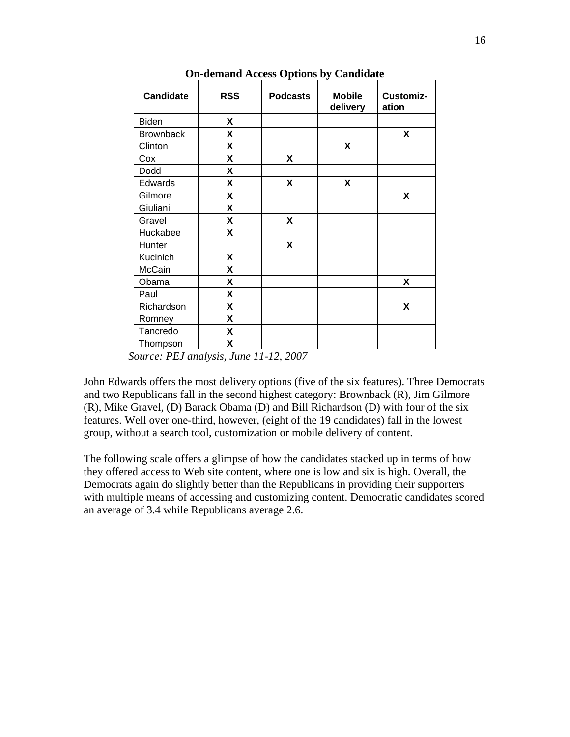**On-demand Access Options by Candidate**

| Candidate | RSS | Podcasts | Mobile delivery | Customiz-ation |
|---|---|---|---|---|
| Biden | X | | | |
| Brownback | X | | | X |
| Clinton | X | | X | |
| Cox | X | X | | |
| Dodd | X | | | |
| Edwards | X | X | X | |
| Gilmore | X | | | X |
| Giuliani | X | | | |
| Gravel | X | X | | |
| Huckabee | X | | | |
| Hunter | | X | | |
| Kucinich | X | | | |
| McCain | X | | | |
| Obama | X | | | X |
| Paul | X | | | |
| Richardson | X | | | X |
| Romney | X | | | |
| Tancredo | X | | | |
| Thompson | X | | | |

*Source: PEJ analysis, June 11-12, 2007*

John Edwards offers the most delivery options (five of the six features). Three Democrats and two Republicans fall in the second highest category: Brownback (R), Jim Gilmore (R), Mike Gravel, (D) Barack Obama (D) and Bill Richardson (D) with four of the six features. Well over one-third, however, (eight of the 19 candidates) fall in the lowest group, without a search tool, customization or mobile delivery of content.

The following scale offers a glimpse of how the candidates stacked up in terms of how they offered access to Web site content, where one is low and six is high. Overall, the Democrats again do slightly better than the Republicans in providing their supporters with multiple means of accessing and customizing content. Democratic candidates scored an average of 3.4 while Republicans average 2.6.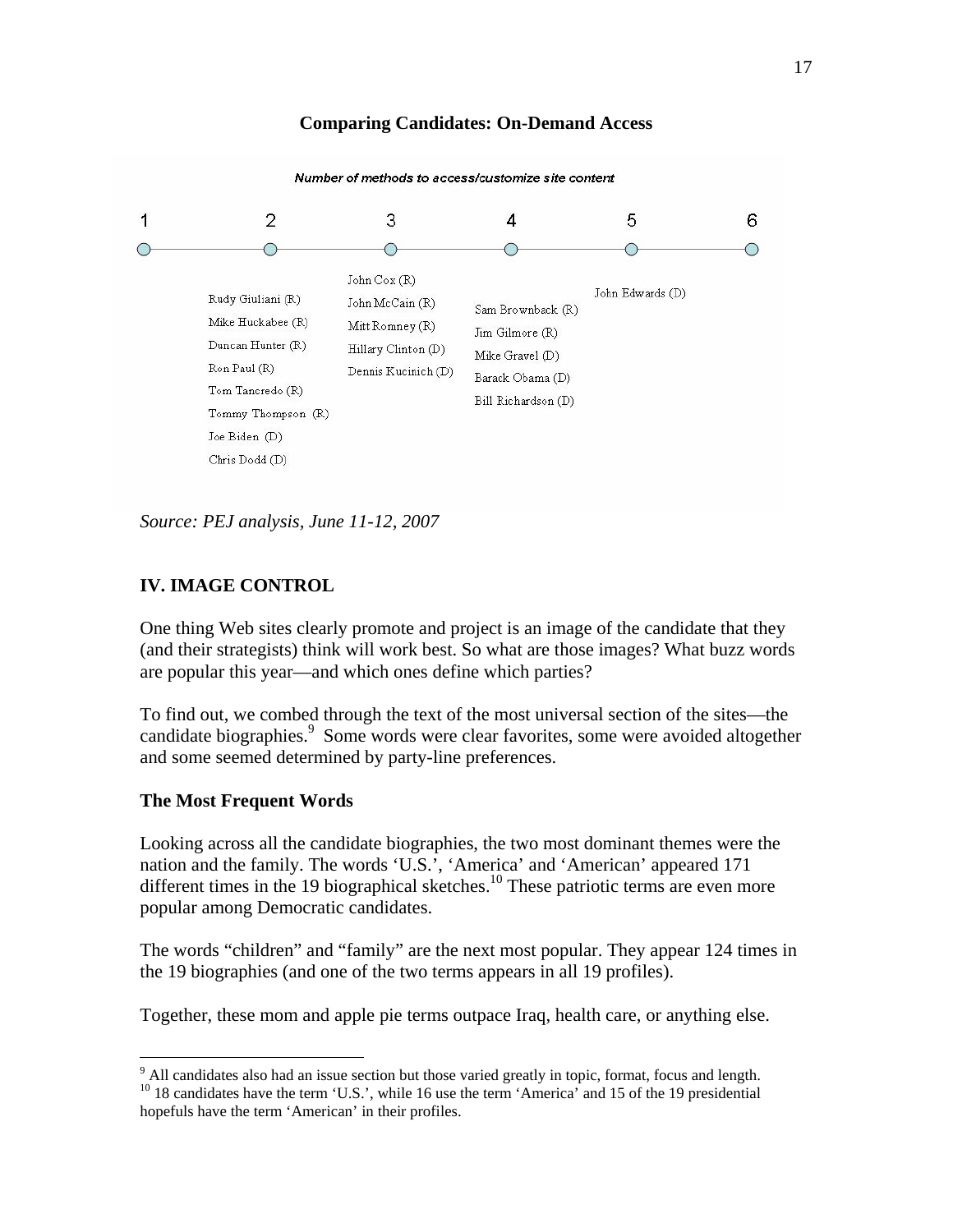**Comparing Candidates: On-Demand Access**

*Number of methods to access/customize site content*

| 1 | 2 | 3 | 4 | 5 | 6 |
|---|---|---|---|---|---|
| | Rudy Giuliani (R) | John Cox (R) | Sam Brownback (R) | John Edwards (D) | |
| | Mike Huckabee (R) | John McCain (R) | Jim Gilmore (R) | | |
| | Duncan Hunter (R) | Mitt Romney (R) | Mike Gravel (D) | | |
| | Ron Paul (R) | Hillary Clinton (D) | Barack Obama (D) | | |
| | Tom Tancredo (R) | Dennis Kucinich (D) | Bill Richardson (D) | | |
| | Tommy Thompson (R) | | | | |
| | Joe Biden (D) | | | | |
| | Chris Dodd (D) | | | | |

*Source: PEJ analysis, June 11-12, 2007*

## IV. IMAGE CONTROL

One thing Web sites clearly promote and project is an image of the candidate that they (and their strategists) think will work best. So what are those images? What buzz words are popular this year—and which ones define which parties?

To find out, we combed through the text of the most universal section of the sites—the candidate biographies.[9] Some words were clear favorites, some were avoided altogether and some seemed determined by party-line preferences.

### The Most Frequent Words

Looking across all the candidate biographies, the two most dominant themes were the nation and the family. The words 'U.S.', 'America' and 'American' appeared 171 different times in the 19 biographical sketches.[10] These patriotic terms are even more popular among Democratic candidates.

The words "children" and "family" are the next most popular. They appear 124 times in the 19 biographies (and one of the two terms appears in all 19 profiles).

Together, these mom and apple pie terms outpace Iraq, health care, or anything else.

---

[9] All candidates also had an issue section but those varied greatly in topic, format, focus and length.

[10] 18 candidates have the term 'U.S.', while 16 use the term 'America' and 15 of the 19 presidential hopefuls have the term 'American' in their profiles.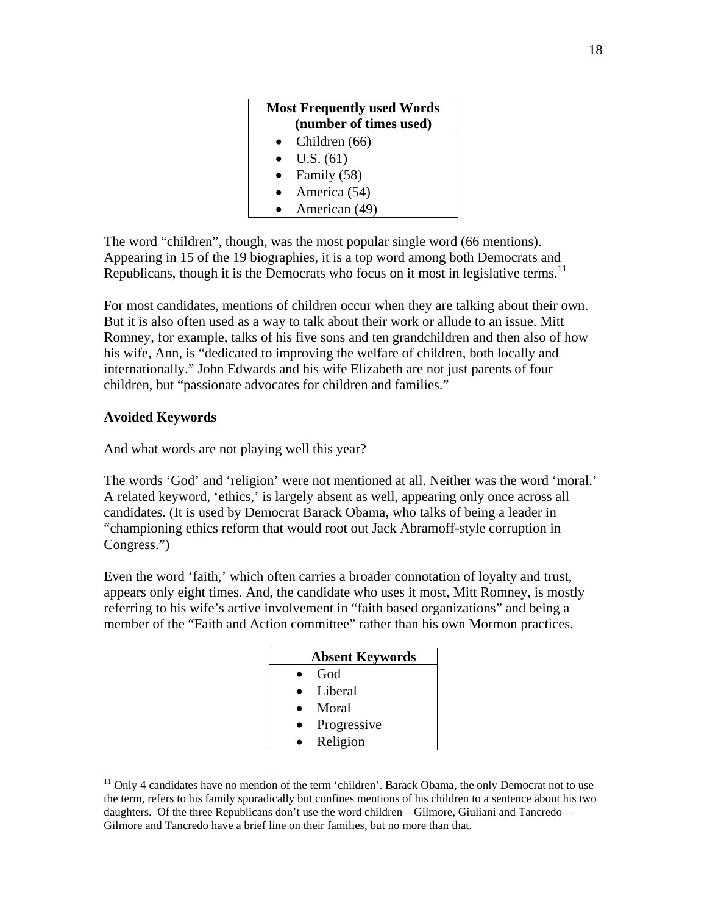| Most Frequently used Words (number of times used) |
|---|
| • Children (66) |
| • U.S. (61) |
| • Family (58) |
| • America (54) |
| • American (49) |

The word "children", though, was the most popular single word (66 mentions). Appearing in 15 of the 19 biographies, it is a top word among both Democrats and Republicans, though it is the Democrats who focus on it most in legislative terms.[11]

For most candidates, mentions of children occur when they are talking about their own. But it is also often used as a way to talk about their work or allude to an issue. Mitt Romney, for example, talks of his five sons and ten grandchildren and then also of how his wife, Ann, is "dedicated to improving the welfare of children, both locally and internationally." John Edwards and his wife Elizabeth are not just parents of four children, but "passionate advocates for children and families."

**Avoided Keywords**

And what words are not playing well this year?

The words 'God' and 'religion' were not mentioned at all. Neither was the word 'moral.' A related keyword, 'ethics,' is largely absent as well, appearing only once across all candidates. (It is used by Democrat Barack Obama, who talks of being a leader in "championing ethics reform that would root out Jack Abramoff-style corruption in Congress.")

Even the word 'faith,' which often carries a broader connotation of loyalty and trust, appears only eight times. And, the candidate who uses it most, Mitt Romney, is mostly referring to his wife's active involvement in "faith based organizations" and being a member of the "Faith and Action committee" rather than his own Mormon practices.

| Absent Keywords |
|---|
| • God |
| • Liberal |
| • Moral |
| • Progressive |
| • Religion |

[11] Only 4 candidates have no mention of the term 'children'. Barack Obama, the only Democrat not to use the term, refers to his family sporadically but confines mentions of his children to a sentence about his two daughters. Of the three Republicans don't use the word children—Gilmore, Giuliani and Tancredo—Gilmore and Tancredo have a brief line on their families, but no more than that.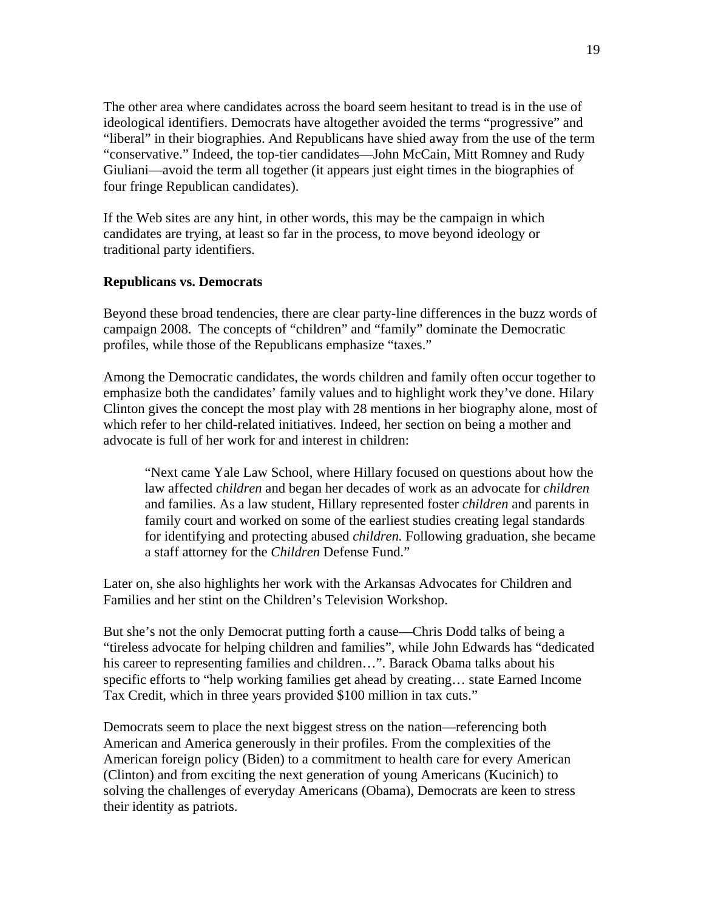The other area where candidates across the board seem hesitant to tread is in the use of ideological identifiers. Democrats have altogether avoided the terms "progressive" and "liberal" in their biographies. And Republicans have shied away from the use of the term "conservative." Indeed, the top-tier candidates—John McCain, Mitt Romney and Rudy Giuliani—avoid the term all together (it appears just eight times in the biographies of four fringe Republican candidates).

If the Web sites are any hint, in other words, this may be the campaign in which candidates are trying, at least so far in the process, to move beyond ideology or traditional party identifiers.

**Republicans vs. Democrats**

Beyond these broad tendencies, there are clear party-line differences in the buzz words of campaign 2008. The concepts of "children" and "family" dominate the Democratic profiles, while those of the Republicans emphasize "taxes."

Among the Democratic candidates, the words children and family often occur together to emphasize both the candidates' family values and to highlight work they've done. Hilary Clinton gives the concept the most play with 28 mentions in her biography alone, most of which refer to her child-related initiatives. Indeed, her section on being a mother and advocate is full of her work for and interest in children:

> "Next came Yale Law School, where Hillary focused on questions about how the law affected *children* and began her decades of work as an advocate for *children* and families. As a law student, Hillary represented foster *children* and parents in family court and worked on some of the earliest studies creating legal standards for identifying and protecting abused *children.* Following graduation, she became a staff attorney for the *Children* Defense Fund."

Later on, she also highlights her work with the Arkansas Advocates for Children and Families and her stint on the Children's Television Workshop.

But she's not the only Democrat putting forth a cause—Chris Dodd talks of being a "tireless advocate for helping children and families", while John Edwards has "dedicated his career to representing families and children…". Barack Obama talks about his specific efforts to "help working families get ahead by creating… state Earned Income Tax Credit, which in three years provided $100 million in tax cuts."

Democrats seem to place the next biggest stress on the nation—referencing both American and America generously in their profiles. From the complexities of the American foreign policy (Biden) to a commitment to health care for every American (Clinton) and from exciting the next generation of young Americans (Kucinich) to solving the challenges of everyday Americans (Obama), Democrats are keen to stress their identity as patriots.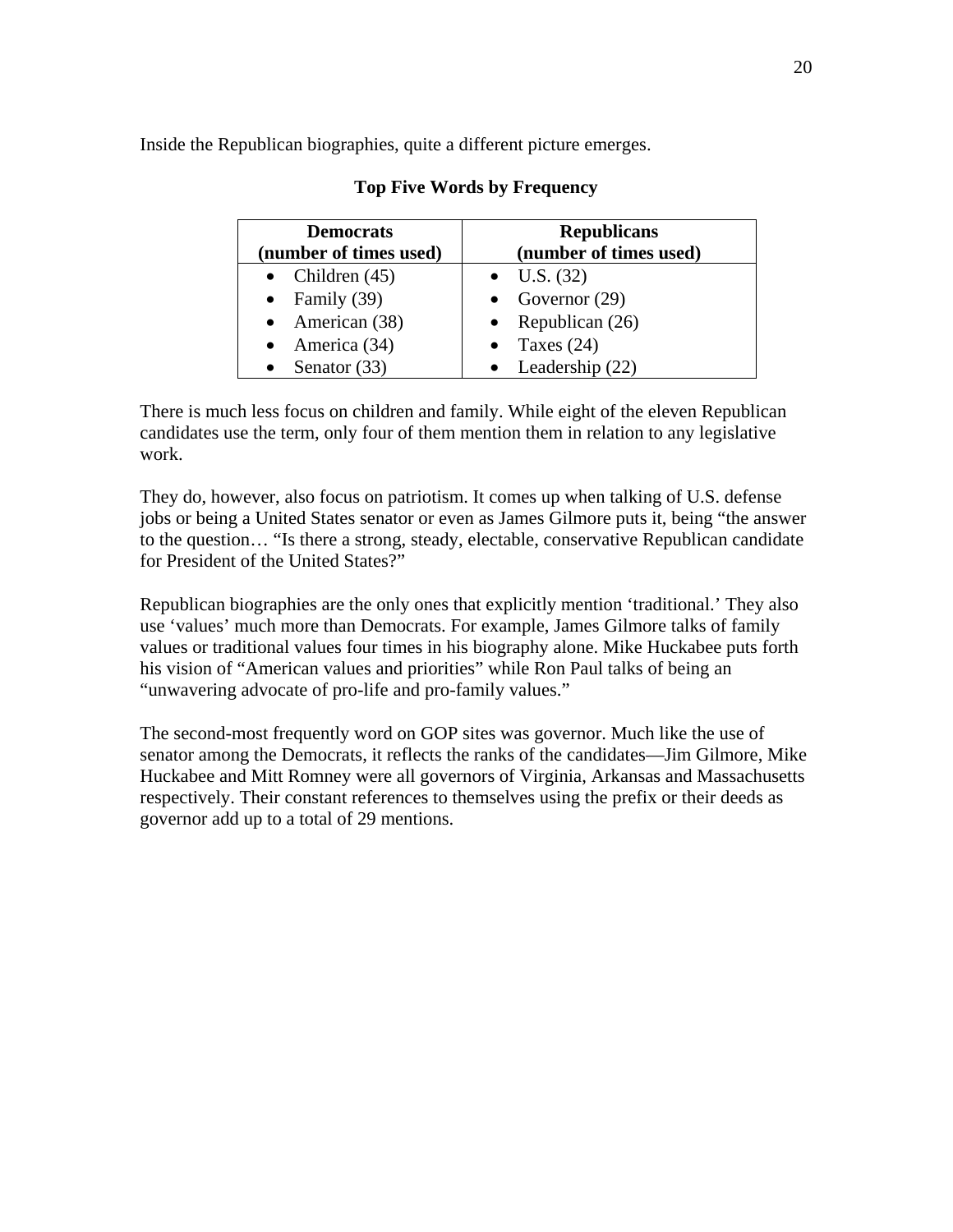Inside the Republican biographies, quite a different picture emerges.

**Top Five Words by Frequency**

| Democrats (number of times used) | Republicans (number of times used) |
|---|---|
| • Children (45) | • U.S. (32) |
| • Family (39) | • Governor (29) |
| • American (38) | • Republican (26) |
| • America (34) | • Taxes (24) |
| • Senator (33) | • Leadership (22) |

There is much less focus on children and family. While eight of the eleven Republican candidates use the term, only four of them mention them in relation to any legislative work.

They do, however, also focus on patriotism. It comes up when talking of U.S. defense jobs or being a United States senator or even as James Gilmore puts it, being "the answer to the question… "Is there a strong, steady, electable, conservative Republican candidate for President of the United States?"

Republican biographies are the only ones that explicitly mention 'traditional.' They also use 'values' much more than Democrats. For example, James Gilmore talks of family values or traditional values four times in his biography alone. Mike Huckabee puts forth his vision of "American values and priorities" while Ron Paul talks of being an "unwavering advocate of pro-life and pro-family values."

The second-most frequently word on GOP sites was governor. Much like the use of senator among the Democrats, it reflects the ranks of the candidates—Jim Gilmore, Mike Huckabee and Mitt Romney were all governors of Virginia, Arkansas and Massachusetts respectively. Their constant references to themselves using the prefix or their deeds as governor add up to a total of 29 mentions.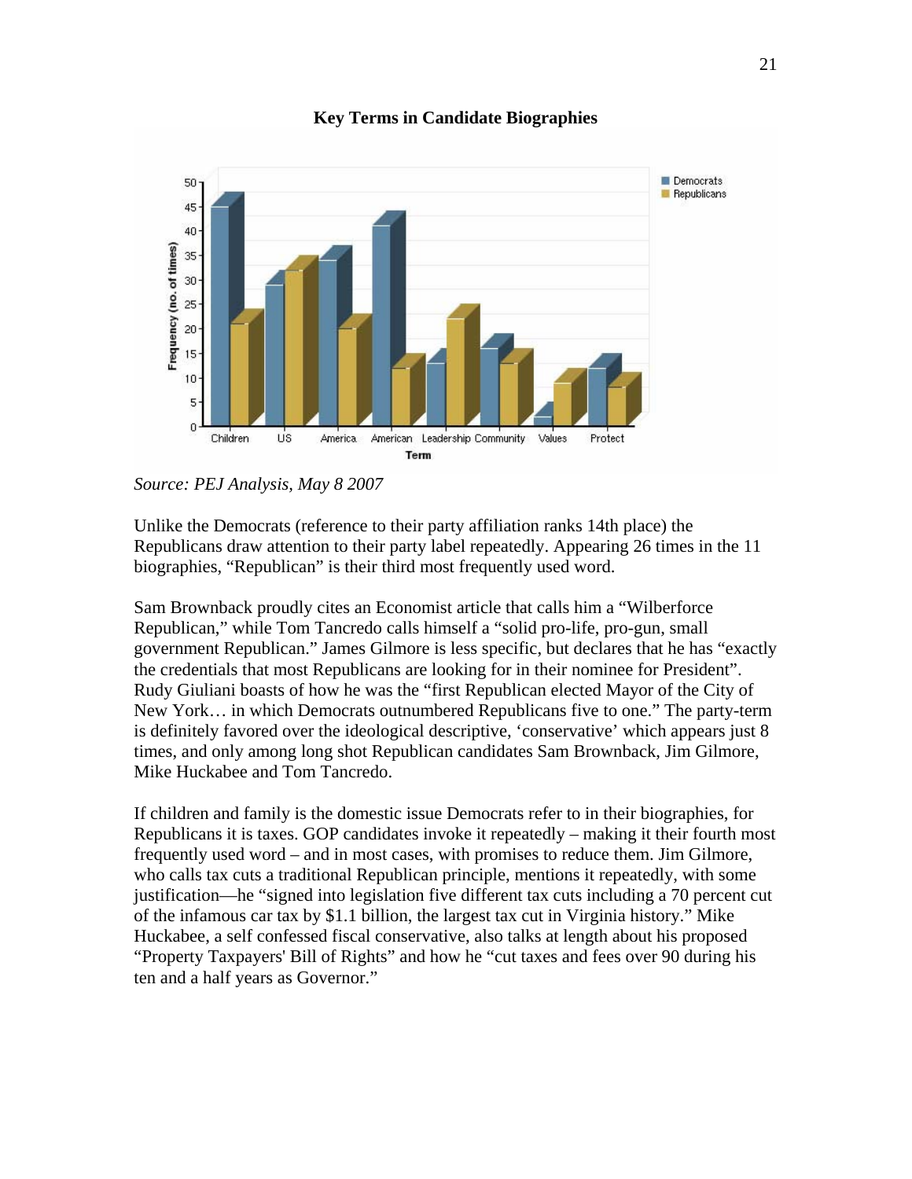**Key Terms in Candidate Biographies**

*Source: PEJ Analysis, May 8 2007*

Unlike the Democrats (reference to their party affiliation ranks 14th place) the Republicans draw attention to their party label repeatedly. Appearing 26 times in the 11 biographies, "Republican" is their third most frequently used word.

Sam Brownback proudly cites an Economist article that calls him a "Wilberforce Republican," while Tom Tancredo calls himself a "solid pro-life, pro-gun, small government Republican." James Gilmore is less specific, but declares that he has "exactly the credentials that most Republicans are looking for in their nominee for President". Rudy Giuliani boasts of how he was the "first Republican elected Mayor of the City of New York… in which Democrats outnumbered Republicans five to one." The party-term is definitely favored over the ideological descriptive, 'conservative' which appears just 8 times, and only among long shot Republican candidates Sam Brownback, Jim Gilmore, Mike Huckabee and Tom Tancredo.

If children and family is the domestic issue Democrats refer to in their biographies, for Republicans it is taxes. GOP candidates invoke it repeatedly – making it their fourth most frequently used word – and in most cases, with promises to reduce them. Jim Gilmore, who calls tax cuts a traditional Republican principle, mentions it repeatedly, with some justification—he "signed into legislation five different tax cuts including a 70 percent cut of the infamous car tax by $1.1 billion, the largest tax cut in Virginia history." Mike Huckabee, a self confessed fiscal conservative, also talks at length about his proposed "Property Taxpayers' Bill of Rights" and how he "cut taxes and fees over 90 during his ten and a half years as Governor."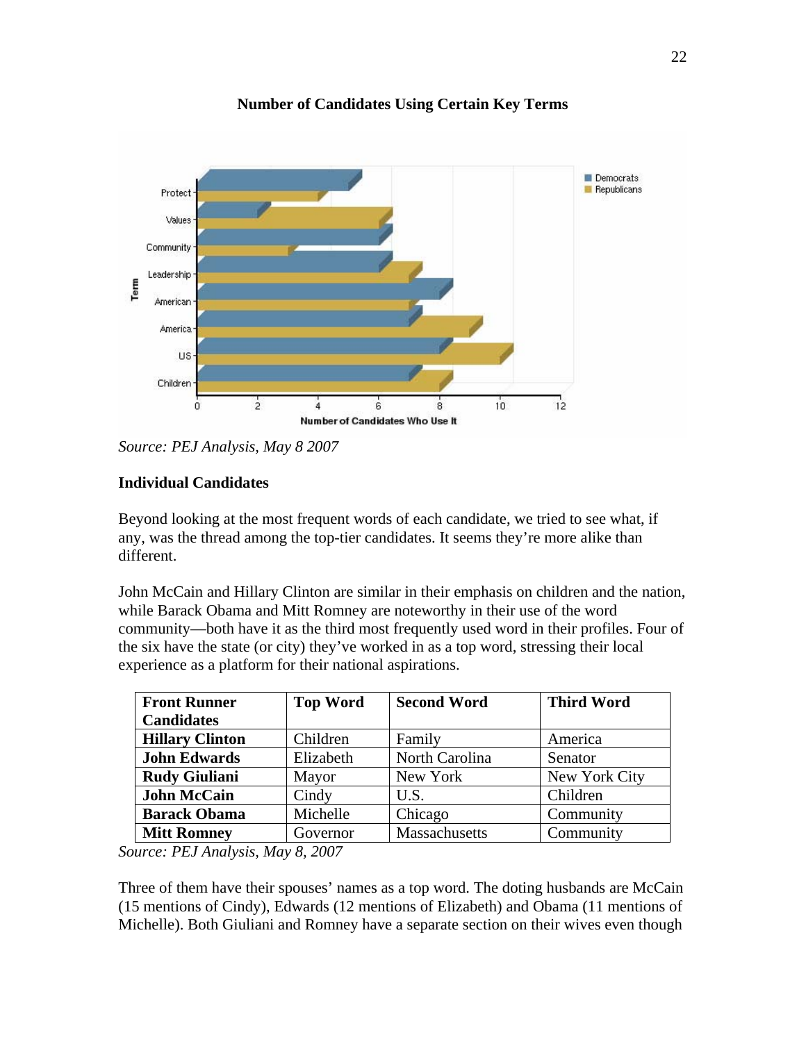**Number of Candidates Using Certain Key Terms**

*Source: PEJ Analysis, May 8 2007*

**Individual Candidates**

Beyond looking at the most frequent words of each candidate, we tried to see what, if any, was the thread among the top-tier candidates. It seems they're more alike than different.

John McCain and Hillary Clinton are similar in their emphasis on children and the nation, while Barack Obama and Mitt Romney are noteworthy in their use of the word community—both have it as the third most frequently used word in their profiles. Four of the six have the state (or city) they've worked in as a top word, stressing their local experience as a platform for their national aspirations.

| Front Runner Candidates | Top Word | Second Word | Third Word |
|---|---|---|---|
| **Hillary Clinton** | Children | Family | America |
| **John Edwards** | Elizabeth | North Carolina | Senator |
| **Rudy Giuliani** | Mayor | New York | New York City |
| **John McCain** | Cindy | U.S. | Children |
| **Barack Obama** | Michelle | Chicago | Community |
| **Mitt Romney** | Governor | Massachusetts | Community |

*Source: PEJ Analysis, May 8, 2007*

Three of them have their spouses' names as a top word. The doting husbands are McCain (15 mentions of Cindy), Edwards (12 mentions of Elizabeth) and Obama (11 mentions of Michelle). Both Giuliani and Romney have a separate section on their wives even though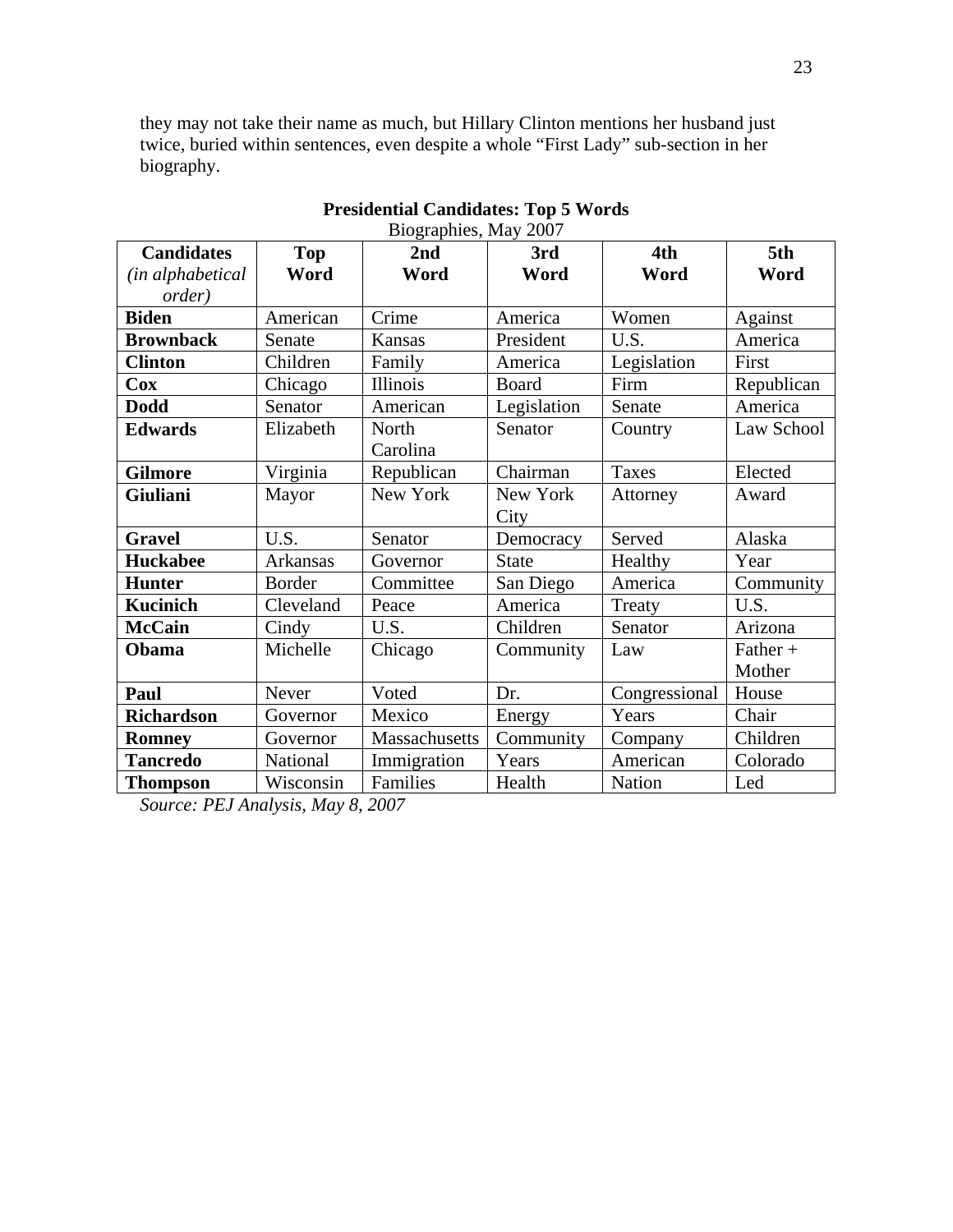they may not take their name as much, but Hillary Clinton mentions her husband just twice, buried within sentences, even despite a whole "First Lady" sub-section in her biography.

**Presidential Candidates: Top 5 Words**
Biographies, May 2007

| **Candidates** *(in alphabetical order)* | **Top Word** | **2nd Word** | **3rd Word** | **4th Word** | **5th Word** |
|---|---|---|---|---|---|
| **Biden** | American | Crime | America | Women | Against |
| **Brownback** | Senate | Kansas | President | U.S. | America |
| **Clinton** | Children | Family | America | Legislation | First |
| **Cox** | Chicago | Illinois | Board | Firm | Republican |
| **Dodd** | Senator | American | Legislation | Senate | America |
| **Edwards** | Elizabeth | North Carolina | Senator | Country | Law School |
| **Gilmore** | Virginia | Republican | Chairman | Taxes | Elected |
| **Giuliani** | Mayor | New York | New York City | Attorney | Award |
| **Gravel** | U.S. | Senator | Democracy | Served | Alaska |
| **Huckabee** | Arkansas | Governor | State | Healthy | Year |
| **Hunter** | Border | Committee | San Diego | America | Community |
| **Kucinich** | Cleveland | Peace | America | Treaty | U.S. |
| **McCain** | Cindy | U.S. | Children | Senator | Arizona |
| **Obama** | Michelle | Chicago | Community | Law | Father + Mother |
| **Paul** | Never | Voted | Dr. | Congressional | House |
| **Richardson** | Governor | Mexico | Energy | Years | Chair |
| **Romney** | Governor | Massachusetts | Community | Company | Children |
| **Tancredo** | National | Immigration | Years | American | Colorado |
| **Thompson** | Wisconsin | Families | Health | Nation | Led |

*Source: PEJ Analysis, May 8, 2007*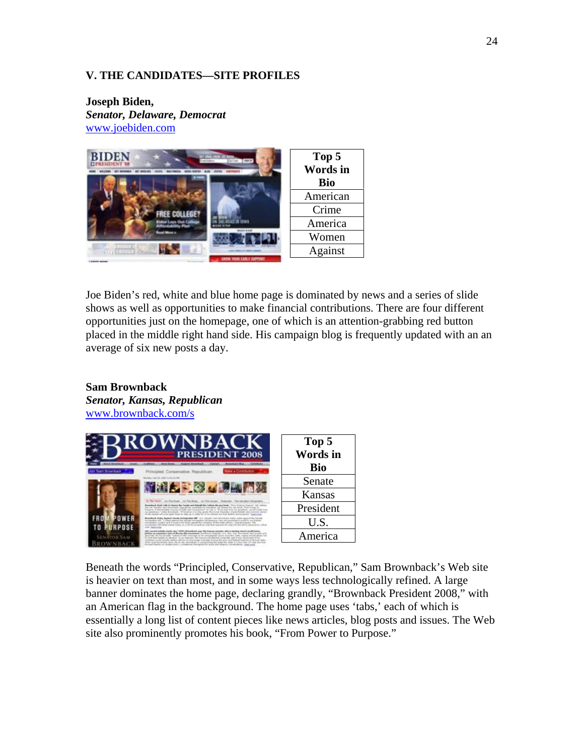## V. THE CANDIDATES—SITE PROFILES

**Joseph Biden,**
***Senator, Delaware, Democrat***
www.joebiden.com

| Top 5 Words in Bio |
|---|
| American |
| Crime |
| America |
| Women |
| Against |

Joe Biden's red, white and blue home page is dominated by news and a series of slide shows as well as opportunities to make financial contributions. There are four different opportunities just on the homepage, one of which is an attention-grabbing red button placed in the middle right hand side. His campaign blog is frequently updated with an an average of six new posts a day.

**Sam Brownback**
***Senator, Kansas, Republican***
www.brownback.com/s

| Top 5 Words in Bio |
|---|
| Senate |
| Kansas |
| President |
| U.S. |
| America |

Beneath the words "Principled, Conservative, Republican," Sam Brownback's Web site is heavier on text than most, and in some ways less technologically refined. A large banner dominates the home page, declaring grandly, "Brownback President 2008," with an American flag in the background. The home page uses 'tabs,' each of which is essentially a long list of content pieces like news articles, blog posts and issues. The Web site also prominently promotes his book, "From Power to Purpose."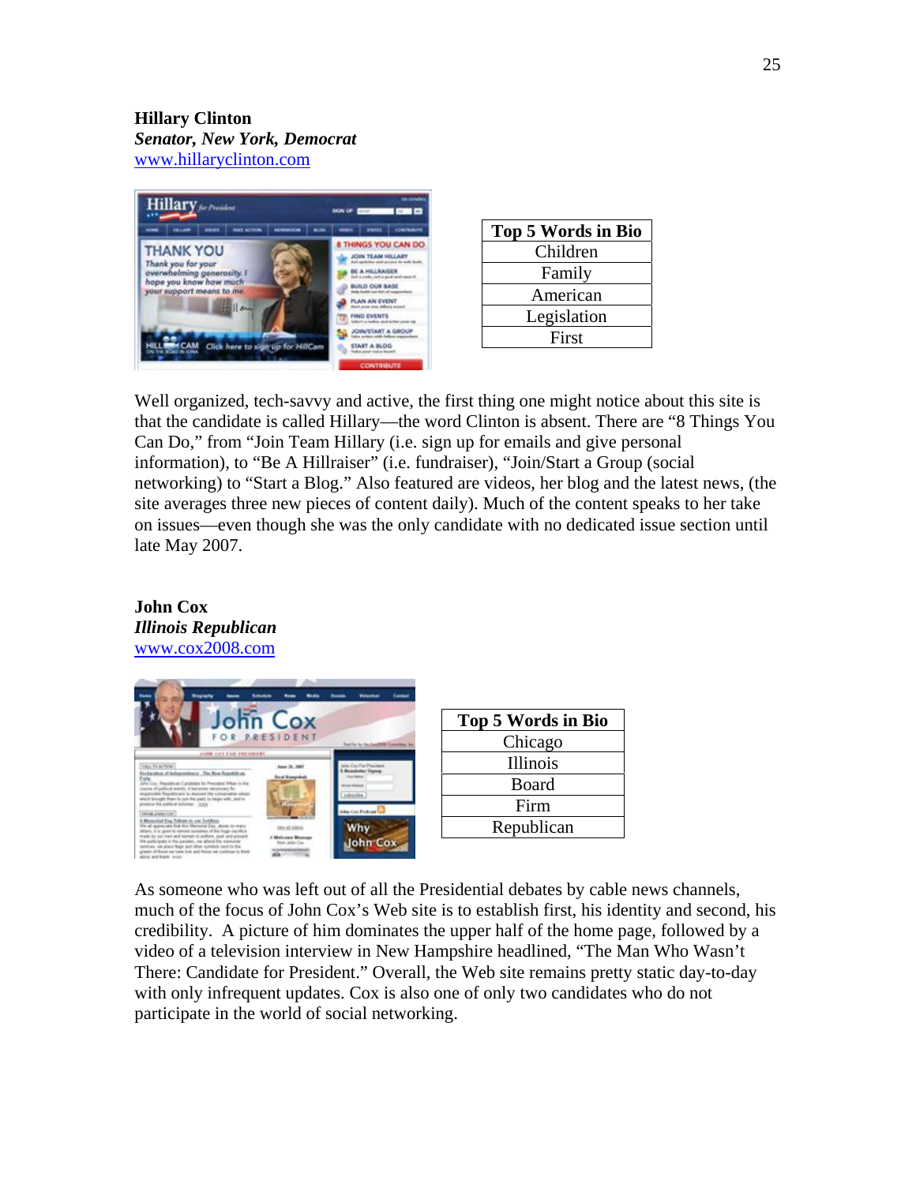**Hillary Clinton**
***Senator, New York, Democrat***
www.hillaryclinton.com

| Top 5 Words in Bio |
|---|
| Children |
| Family |
| American |
| Legislation |
| First |

Well organized, tech-savvy and active, the first thing one might notice about this site is that the candidate is called Hillary—the word Clinton is absent. There are “8 Things You Can Do,” from “Join Team Hillary (i.e. sign up for emails and give personal information), to “Be A Hillraiser” (i.e. fundraiser), “Join/Start a Group (social networking) to “Start a Blog.” Also featured are videos, her blog and the latest news, (the site averages three new pieces of content daily). Much of the content speaks to her take on issues—even though she was the only candidate with no dedicated issue section until late May 2007.

**John Cox**
***Illinois Republican***
www.cox2008.com

| Top 5 Words in Bio |
|---|
| Chicago |
| Illinois |
| Board |
| Firm |
| Republican |

As someone who was left out of all the Presidential debates by cable news channels, much of the focus of John Cox’s Web site is to establish first, his identity and second, his credibility.  A picture of him dominates the upper half of the home page, followed by a video of a television interview in New Hampshire headlined, “The Man Who Wasn’t There: Candidate for President.” Overall, the Web site remains pretty static day-to-day with only infrequent updates. Cox is also one of only two candidates who do not participate in the world of social networking.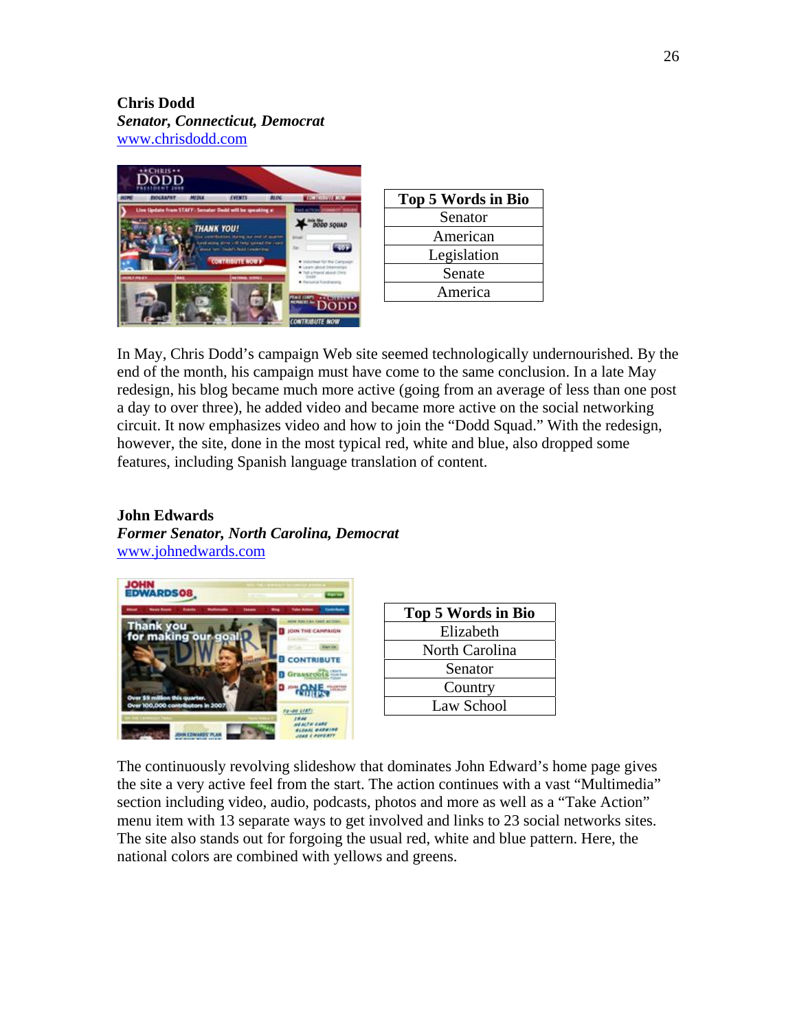**Chris Dodd**
***Senator, Connecticut, Democrat***
www.chrisdodd.com

| Top 5 Words in Bio |
|---|
| Senator |
| American |
| Legislation |
| Senate |
| America |

In May, Chris Dodd's campaign Web site seemed technologically undernourished. By the end of the month, his campaign must have come to the same conclusion. In a late May redesign, his blog became much more active (going from an average of less than one post a day to over three), he added video and became more active on the social networking circuit. It now emphasizes video and how to join the "Dodd Squad." With the redesign, however, the site, done in the most typical red, white and blue, also dropped some features, including Spanish language translation of content.

**John Edwards**
***Former Senator, North Carolina, Democrat***
www.johnedwards.com

| Top 5 Words in Bio |
|---|
| Elizabeth |
| North Carolina |
| Senator |
| Country |
| Law School |

The continuously revolving slideshow that dominates John Edward's home page gives the site a very active feel from the start. The action continues with a vast "Multimedia" section including video, audio, podcasts, photos and more as well as a "Take Action" menu item with 13 separate ways to get involved and links to 23 social networks sites. The site also stands out for forgoing the usual red, white and blue pattern. Here, the national colors are combined with yellows and greens.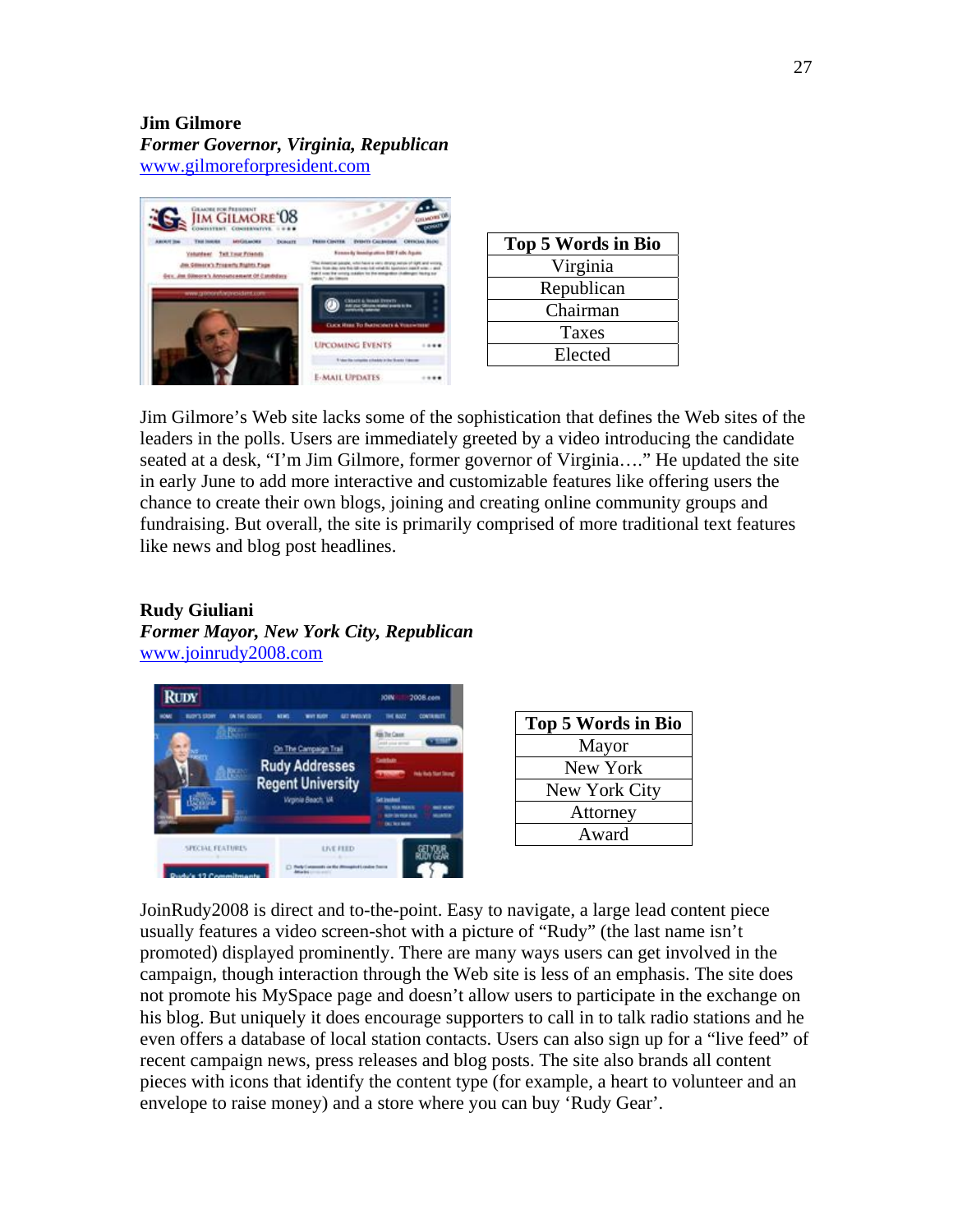**Jim Gilmore**
***Former Governor, Virginia, Republican***
www.gilmoreforpresident.com

| Top 5 Words in Bio |
|---|
| Virginia |
| Republican |
| Chairman |
| Taxes |
| Elected |

Jim Gilmore's Web site lacks some of the sophistication that defines the Web sites of the leaders in the polls. Users are immediately greeted by a video introducing the candidate seated at a desk, "I'm Jim Gilmore, former governor of Virginia…." He updated the site in early June to add more interactive and customizable features like offering users the chance to create their own blogs, joining and creating online community groups and fundraising. But overall, the site is primarily comprised of more traditional text features like news and blog post headlines.

**Rudy Giuliani**
***Former Mayor, New York City, Republican***
www.joinrudy2008.com

| Top 5 Words in Bio |
|---|
| Mayor |
| New York |
| New York City |
| Attorney |
| Award |

JoinRudy2008 is direct and to-the-point. Easy to navigate, a large lead content piece usually features a video screen-shot with a picture of "Rudy" (the last name isn't promoted) displayed prominently. There are many ways users can get involved in the campaign, though interaction through the Web site is less of an emphasis. The site does not promote his MySpace page and doesn't allow users to participate in the exchange on his blog. But uniquely it does encourage supporters to call in to talk radio stations and he even offers a database of local station contacts. Users can also sign up for a "live feed" of recent campaign news, press releases and blog posts. The site also brands all content pieces with icons that identify the content type (for example, a heart to volunteer and an envelope to raise money) and a store where you can buy 'Rudy Gear'.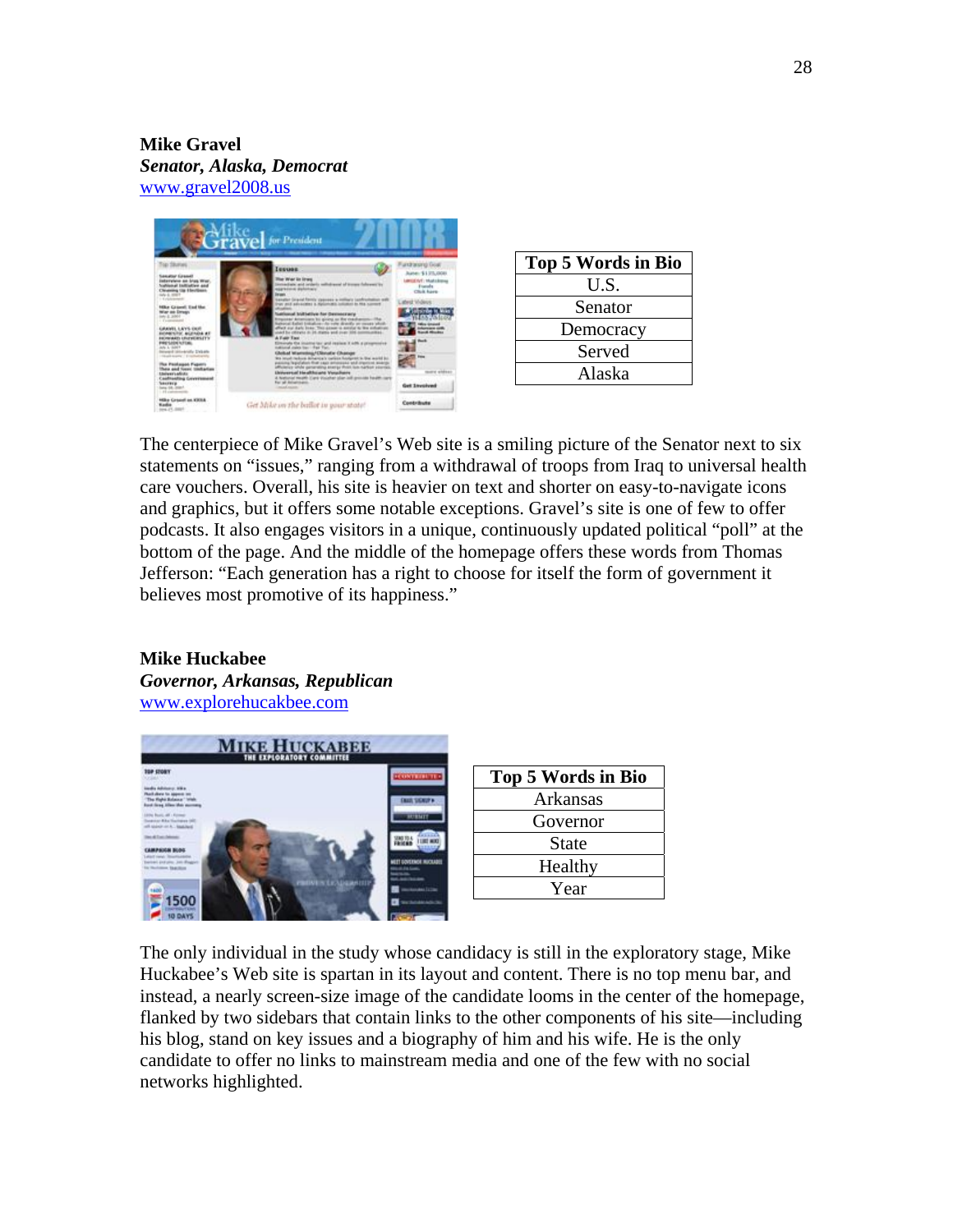**Mike Gravel**

***Senator, Alaska, Democrat***

www.gravel2008.us

| Top 5 Words in Bio |
|---|
| U.S. |
| Senator |
| Democracy |
| Served |
| Alaska |

The centerpiece of Mike Gravel's Web site is a smiling picture of the Senator next to six statements on "issues," ranging from a withdrawal of troops from Iraq to universal health care vouchers. Overall, his site is heavier on text and shorter on easy-to-navigate icons and graphics, but it offers some notable exceptions. Gravel's site is one of few to offer podcasts. It also engages visitors in a unique, continuously updated political "poll" at the bottom of the page. And the middle of the homepage offers these words from Thomas Jefferson: "Each generation has a right to choose for itself the form of government it believes most promotive of its happiness."

**Mike Huckabee**

***Governor, Arkansas, Republican***

www.explorehucakbee.com

| Top 5 Words in Bio |
|---|
| Arkansas |
| Governor |
| State |
| Healthy |
| Year |

The only individual in the study whose candidacy is still in the exploratory stage, Mike Huckabee's Web site is spartan in its layout and content. There is no top menu bar, and instead, a nearly screen-size image of the candidate looms in the center of the homepage, flanked by two sidebars that contain links to the other components of his site—including his blog, stand on key issues and a biography of him and his wife. He is the only candidate to offer no links to mainstream media and one of the few with no social networks highlighted.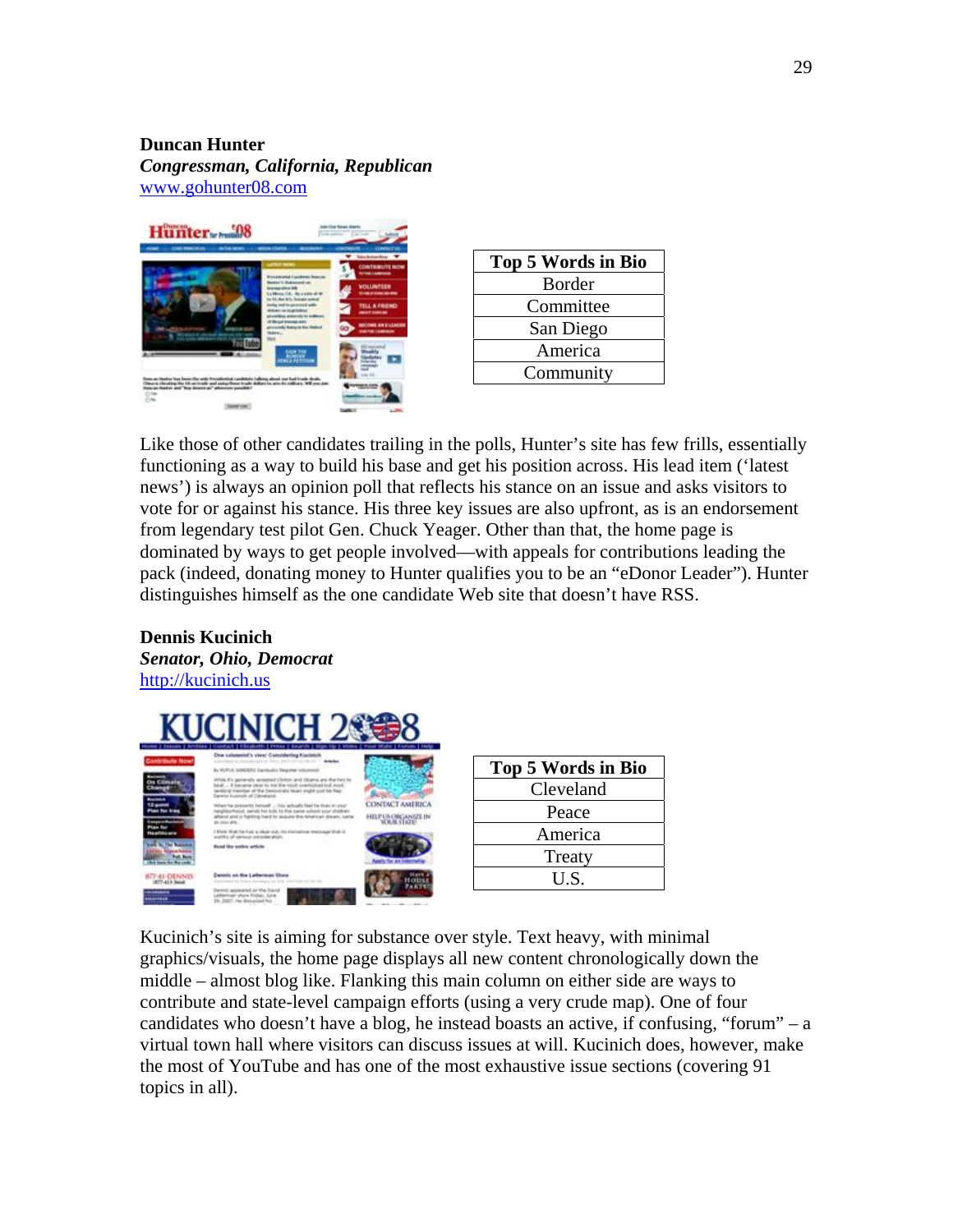**Duncan Hunter**
***Congressman, California, Republican***
www.gohunter08.com

| Top 5 Words in Bio |
|---|
| Border |
| Committee |
| San Diego |
| America |
| Community |

Like those of other candidates trailing in the polls, Hunter's site has few frills, essentially functioning as a way to build his base and get his position across. His lead item ('latest news') is always an opinion poll that reflects his stance on an issue and asks visitors to vote for or against his stance. His three key issues are also upfront, as is an endorsement from legendary test pilot Gen. Chuck Yeager. Other than that, the home page is dominated by ways to get people involved—with appeals for contributions leading the pack (indeed, donating money to Hunter qualifies you to be an "eDonor Leader"). Hunter distinguishes himself as the one candidate Web site that doesn't have RSS.

**Dennis Kucinich**
***Senator, Ohio, Democrat***
http://kucinich.us

| Top 5 Words in Bio |
|---|
| Cleveland |
| Peace |
| America |
| Treaty |
| U.S. |

Kucinich's site is aiming for substance over style. Text heavy, with minimal graphics/visuals, the home page displays all new content chronologically down the middle – almost blog like. Flanking this main column on either side are ways to contribute and state-level campaign efforts (using a very crude map). One of four candidates who doesn't have a blog, he instead boasts an active, if confusing, "forum" – a virtual town hall where visitors can discuss issues at will. Kucinich does, however, make the most of YouTube and has one of the most exhaustive issue sections (covering 91 topics in all).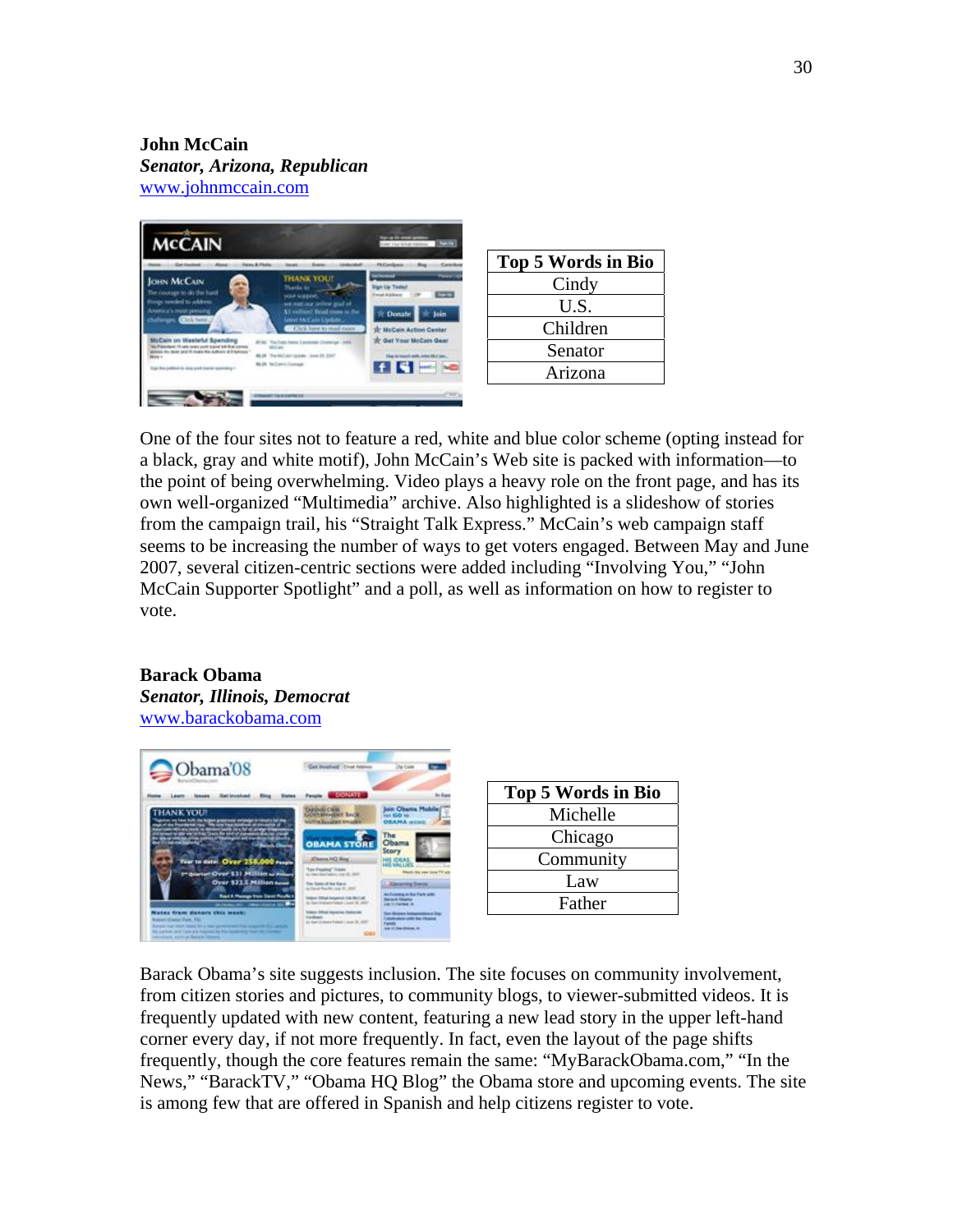**John McCain**
***Senator, Arizona, Republican***
www.johnmccain.com

| Top 5 Words in Bio |
|---|
| Cindy |
| U.S. |
| Children |
| Senator |
| Arizona |

One of the four sites not to feature a red, white and blue color scheme (opting instead for a black, gray and white motif), John McCain's Web site is packed with information—to the point of being overwhelming. Video plays a heavy role on the front page, and has its own well-organized "Multimedia" archive. Also highlighted is a slideshow of stories from the campaign trail, his "Straight Talk Express." McCain's web campaign staff seems to be increasing the number of ways to get voters engaged. Between May and June 2007, several citizen-centric sections were added including "Involving You," "John McCain Supporter Spotlight" and a poll, as well as information on how to register to vote.

**Barack Obama**
***Senator, Illinois, Democrat***
www.barackobama.com

| Top 5 Words in Bio |
|---|
| Michelle |
| Chicago |
| Community |
| Law |
| Father |

Barack Obama's site suggests inclusion. The site focuses on community involvement, from citizen stories and pictures, to community blogs, to viewer-submitted videos. It is frequently updated with new content, featuring a new lead story in the upper left-hand corner every day, if not more frequently. In fact, even the layout of the page shifts frequently, though the core features remain the same: "MyBarackObama.com," "In the News," "BarackTV," "Obama HQ Blog" the Obama store and upcoming events. The site is among few that are offered in Spanish and help citizens register to vote.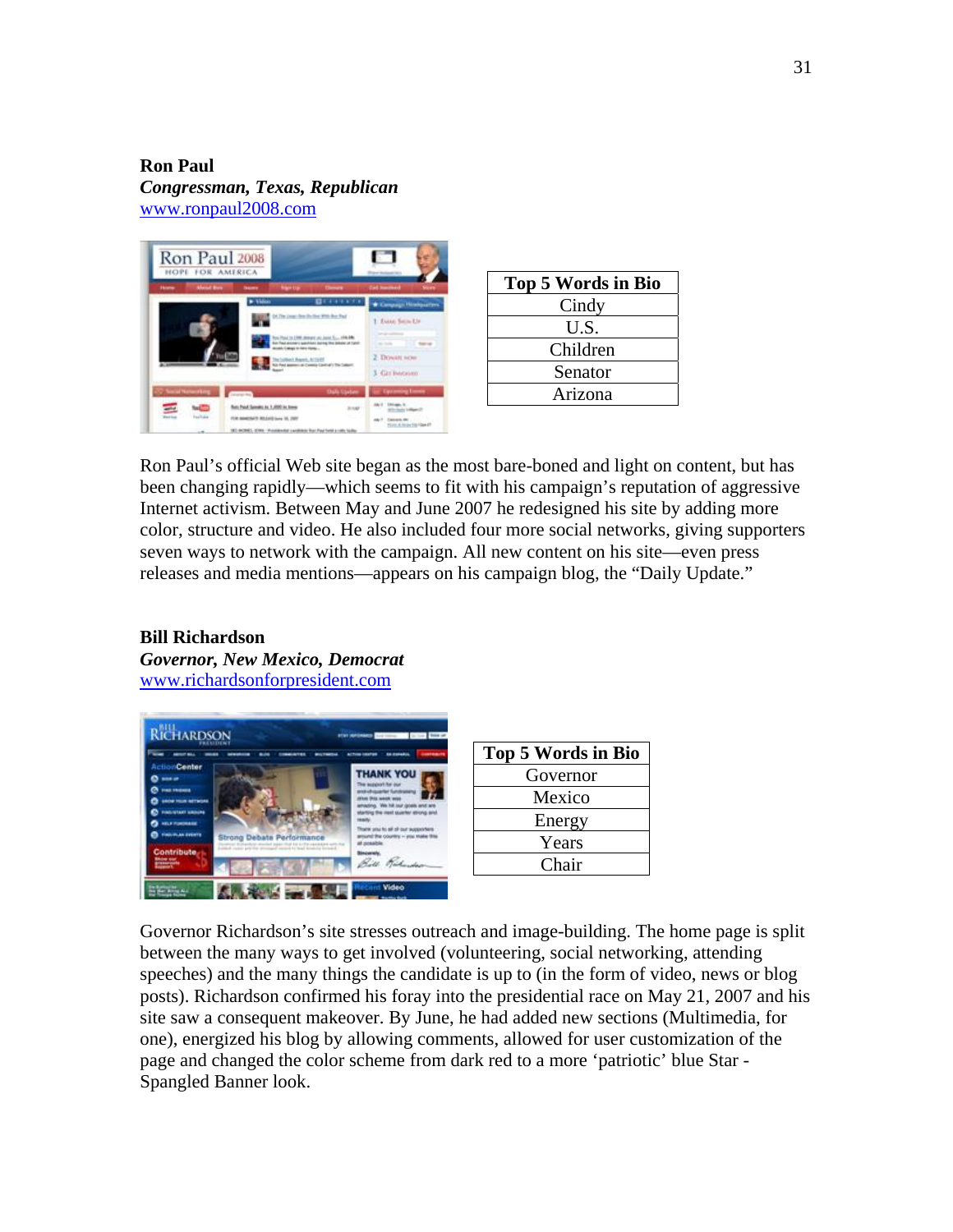**Ron Paul**
***Congressman, Texas, Republican***
www.ronpaul2008.com

| Top 5 Words in Bio |
| --- |
| Cindy |
| U.S. |
| Children |
| Senator |
| Arizona |

Ron Paul's official Web site began as the most bare-boned and light on content, but has been changing rapidly—which seems to fit with his campaign's reputation of aggressive Internet activism. Between May and June 2007 he redesigned his site by adding more color, structure and video. He also included four more social networks, giving supporters seven ways to network with the campaign. All new content on his site—even press releases and media mentions—appears on his campaign blog, the "Daily Update."

**Bill Richardson**
***Governor, New Mexico, Democrat***
www.richardsonforpresident.com

| Top 5 Words in Bio |
| --- |
| Governor |
| Mexico |
| Energy |
| Years |
| Chair |

Governor Richardson's site stresses outreach and image-building. The home page is split between the many ways to get involved (volunteering, social networking, attending speeches) and the many things the candidate is up to (in the form of video, news or blog posts). Richardson confirmed his foray into the presidential race on May 21, 2007 and his site saw a consequent makeover. By June, he had added new sections (Multimedia, for one), energized his blog by allowing comments, allowed for user customization of the page and changed the color scheme from dark red to a more 'patriotic' blue Star - Spangled Banner look.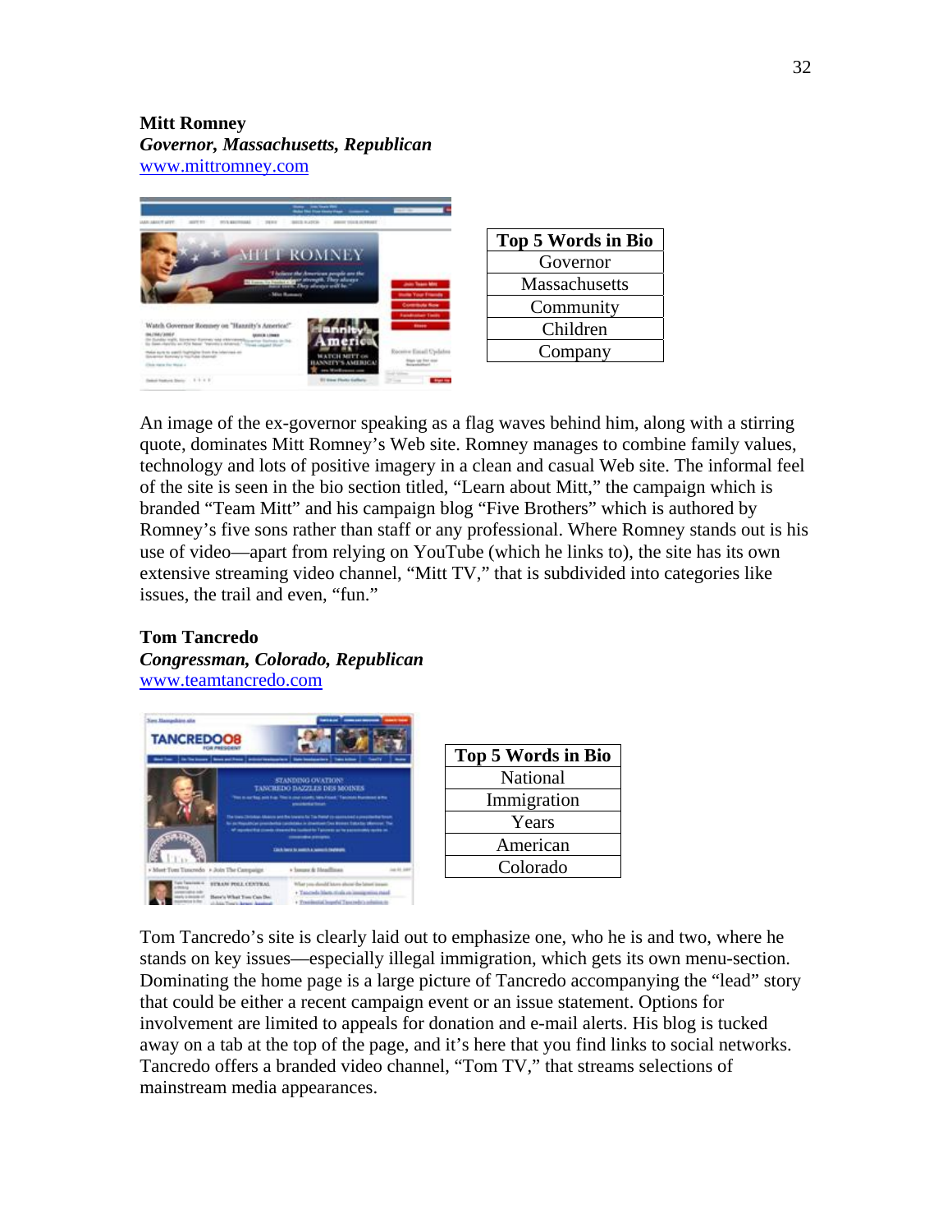**Mitt Romney**
***Governor, Massachusetts, Republican***
www.mittromney.com

| Top 5 Words in Bio |
|---|
| Governor |
| Massachusetts |
| Community |
| Children |
| Company |

An image of the ex-governor speaking as a flag waves behind him, along with a stirring quote, dominates Mitt Romney's Web site. Romney manages to combine family values, technology and lots of positive imagery in a clean and casual Web site. The informal feel of the site is seen in the bio section titled, "Learn about Mitt," the campaign which is branded "Team Mitt" and his campaign blog "Five Brothers" which is authored by Romney's five sons rather than staff or any professional. Where Romney stands out is his use of video—apart from relying on YouTube (which he links to), the site has its own extensive streaming video channel, "Mitt TV," that is subdivided into categories like issues, the trail and even, "fun."

**Tom Tancredo**
***Congressman, Colorado, Republican***
www.teamtancredo.com

| Top 5 Words in Bio |
|---|
| National |
| Immigration |
| Years |
| American |
| Colorado |

Tom Tancredo's site is clearly laid out to emphasize one, who he is and two, where he stands on key issues—especially illegal immigration, which gets its own menu-section. Dominating the home page is a large picture of Tancredo accompanying the "lead" story that could be either a recent campaign event or an issue statement. Options for involvement are limited to appeals for donation and e-mail alerts. His blog is tucked away on a tab at the top of the page, and it's here that you find links to social networks. Tancredo offers a branded video channel, "Tom TV," that streams selections of mainstream media appearances.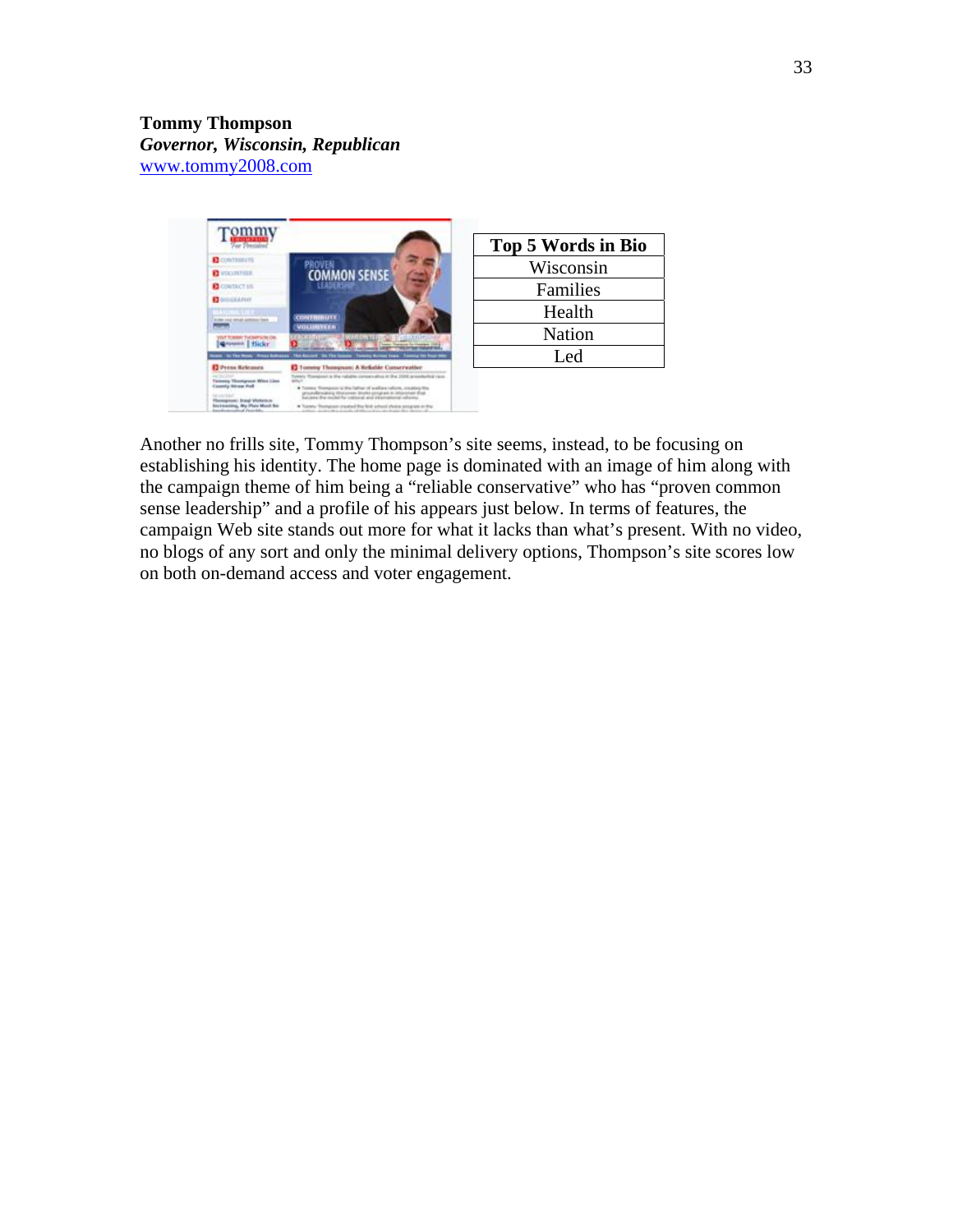**Tommy Thompson**
***Governor, Wisconsin, Republican***
www.tommy2008.com

| Top 5 Words in Bio |
|---|
| Wisconsin |
| Families |
| Health |
| Nation |
| Led |

Another no frills site, Tommy Thompson's site seems, instead, to be focusing on establishing his identity. The home page is dominated with an image of him along with the campaign theme of him being a "reliable conservative" who has "proven common sense leadership" and a profile of his appears just below. In terms of features, the campaign Web site stands out more for what it lacks than what's present. With no video, no blogs of any sort and only the minimal delivery options, Thompson's site scores low on both on-demand access and voter engagement.